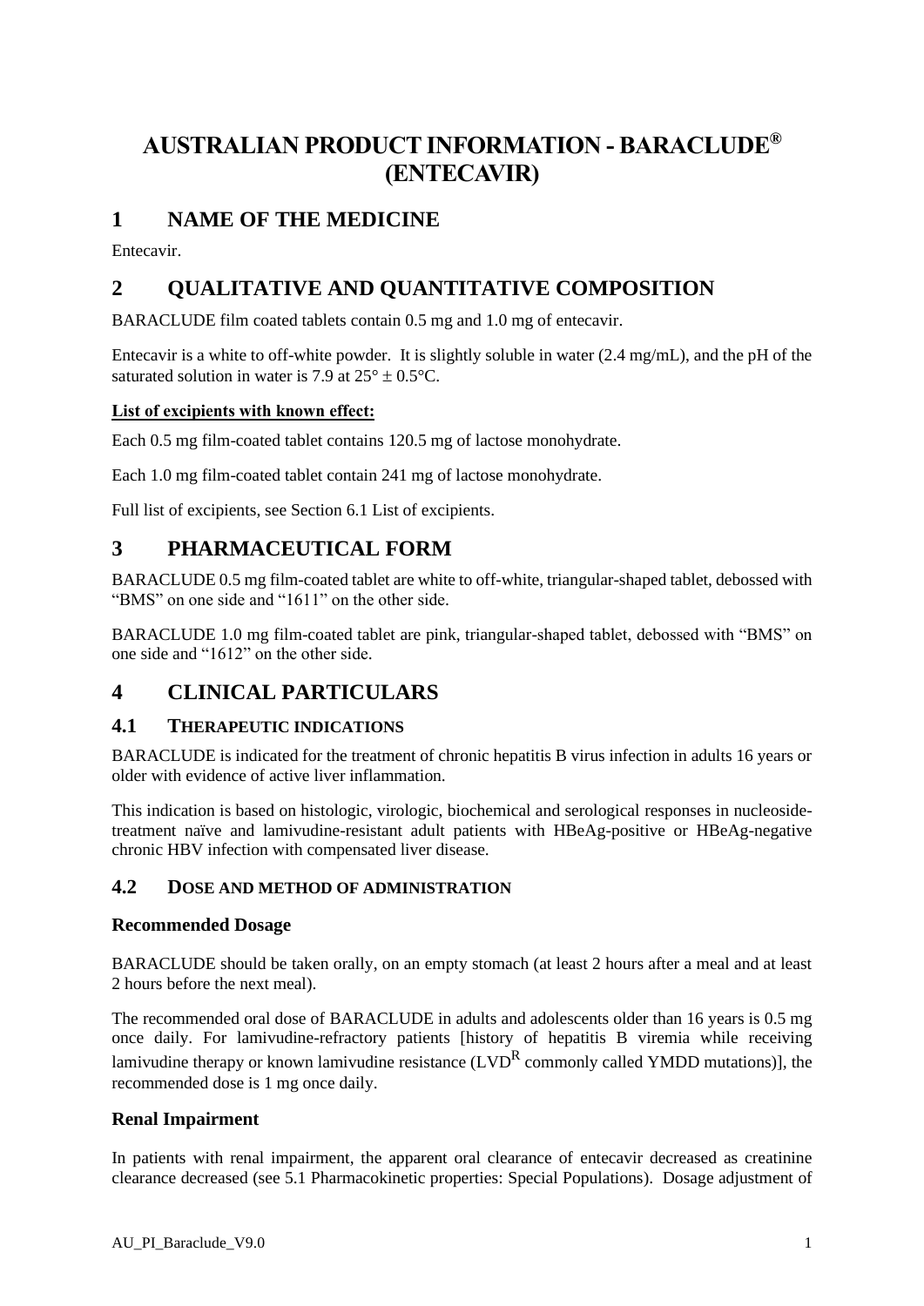# AUSTRALIAN PRODUCT INFORMATION - BARACLUDE® (ENTECAVIR)

## 1 NAME OF THE MEDICINE

Entecavir.

## 2 QUALITATIVE AND QUANTITATIVE COMPOSITION

BARACLUDE film coated tablets contain 0.5 mg and 1.0 mg of entecavir.

Entecavir is a white to off-white powder. It is slightly soluble in water (2.4 mg/mL), and the pH of the saturated solution in water is 7.9 at 25° ± 0.5°C.

**List of excipients with known effect:**

Each 0.5 mg film-coated tablet contains 120.5 mg of lactose monohydrate.

Each 1.0 mg film-coated tablet contain 241 mg of lactose monohydrate.

Full list of excipients, see Section 6.1 List of excipients.

## 3 PHARMACEUTICAL FORM

BARACLUDE 0.5 mg film-coated tablet are white to off-white, triangular-shaped tablet, debossed with "BMS" on one side and "1611" on the other side.

BARACLUDE 1.0 mg film-coated tablet are pink, triangular-shaped tablet, debossed with "BMS" on one side and "1612" on the other side.

## 4 CLINICAL PARTICULARS

### 4.1 THERAPEUTIC INDICATIONS

BARACLUDE is indicated for the treatment of chronic hepatitis B virus infection in adults 16 years or older with evidence of active liver inflammation.

This indication is based on histologic, virologic, biochemical and serological responses in nucleoside-treatment naïve and lamivudine-resistant adult patients with HBeAg-positive or HBeAg-negative chronic HBV infection with compensated liver disease.

### 4.2 DOSE AND METHOD OF ADMINISTRATION

#### Recommended Dosage

BARACLUDE should be taken orally, on an empty stomach (at least 2 hours after a meal and at least 2 hours before the next meal).

The recommended oral dose of BARACLUDE in adults and adolescents older than 16 years is 0.5 mg once daily. For lamivudine-refractory patients [history of hepatitis B viremia while receiving lamivudine therapy or known lamivudine resistance ($LVD^R$ commonly called YMDD mutations)], the recommended dose is 1 mg once daily.

#### Renal Impairment

In patients with renal impairment, the apparent oral clearance of entecavir decreased as creatinine clearance decreased (see 5.1 Pharmacokinetic properties: Special Populations). Dosage adjustment of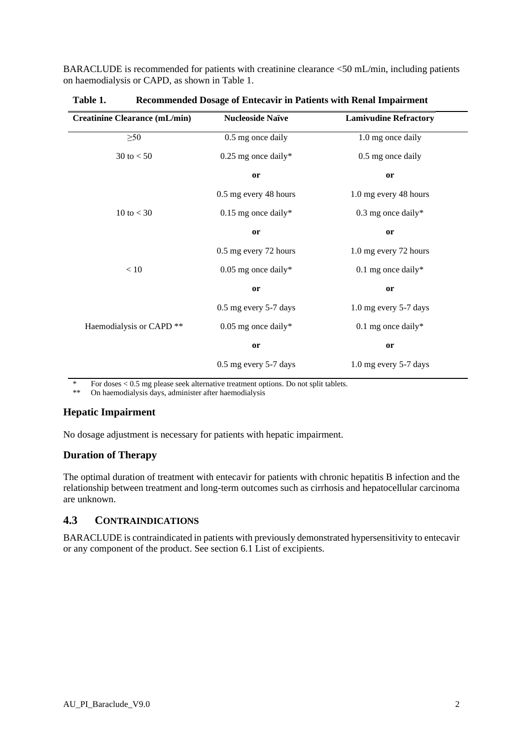BARACLUDE is recommended for patients with creatinine clearance <50 mL/min, including patients on haemodialysis or CAPD, as shown in Table 1.

**Table 1. Recommended Dosage of Entecavir in Patients with Renal Impairment**

| Creatinine Clearance (mL/min) | Nucleoside Naïve | Lamivudine Refractory |
|---|---|---|
| ≥50 | 0.5 mg once daily | 1.0 mg once daily |
| 30 to < 50 | 0.25 mg once daily* | 0.5 mg once daily |
| | **or** | **or** |
| | 0.5 mg every 48 hours | 1.0 mg every 48 hours |
| 10 to < 30 | 0.15 mg once daily* | 0.3 mg once daily* |
| | **or** | **or** |
| | 0.5 mg every 72 hours | 1.0 mg every 72 hours |
| < 10 | 0.05 mg once daily* | 0.1 mg once daily* |
| | **or** | **or** |
| | 0.5 mg every 5-7 days | 1.0 mg every 5-7 days |
| Haemodialysis or CAPD ** | 0.05 mg once daily* | 0.1 mg once daily* |
| | **or** | **or** |
| | 0.5 mg every 5-7 days | 1.0 mg every 5-7 days |

\* For doses < 0.5 mg please seek alternative treatment options. Do not split tablets.

** On haemodialysis days, administer after haemodialysis

### Hepatic Impairment

No dosage adjustment is necessary for patients with hepatic impairment.

### Duration of Therapy

The optimal duration of treatment with entecavir for patients with chronic hepatitis B infection and the relationship between treatment and long-term outcomes such as cirrhosis and hepatocellular carcinoma are unknown.

## 4.3 CONTRAINDICATIONS

BARACLUDE is contraindicated in patients with previously demonstrated hypersensitivity to entecavir or any component of the product. See section 6.1 List of excipients.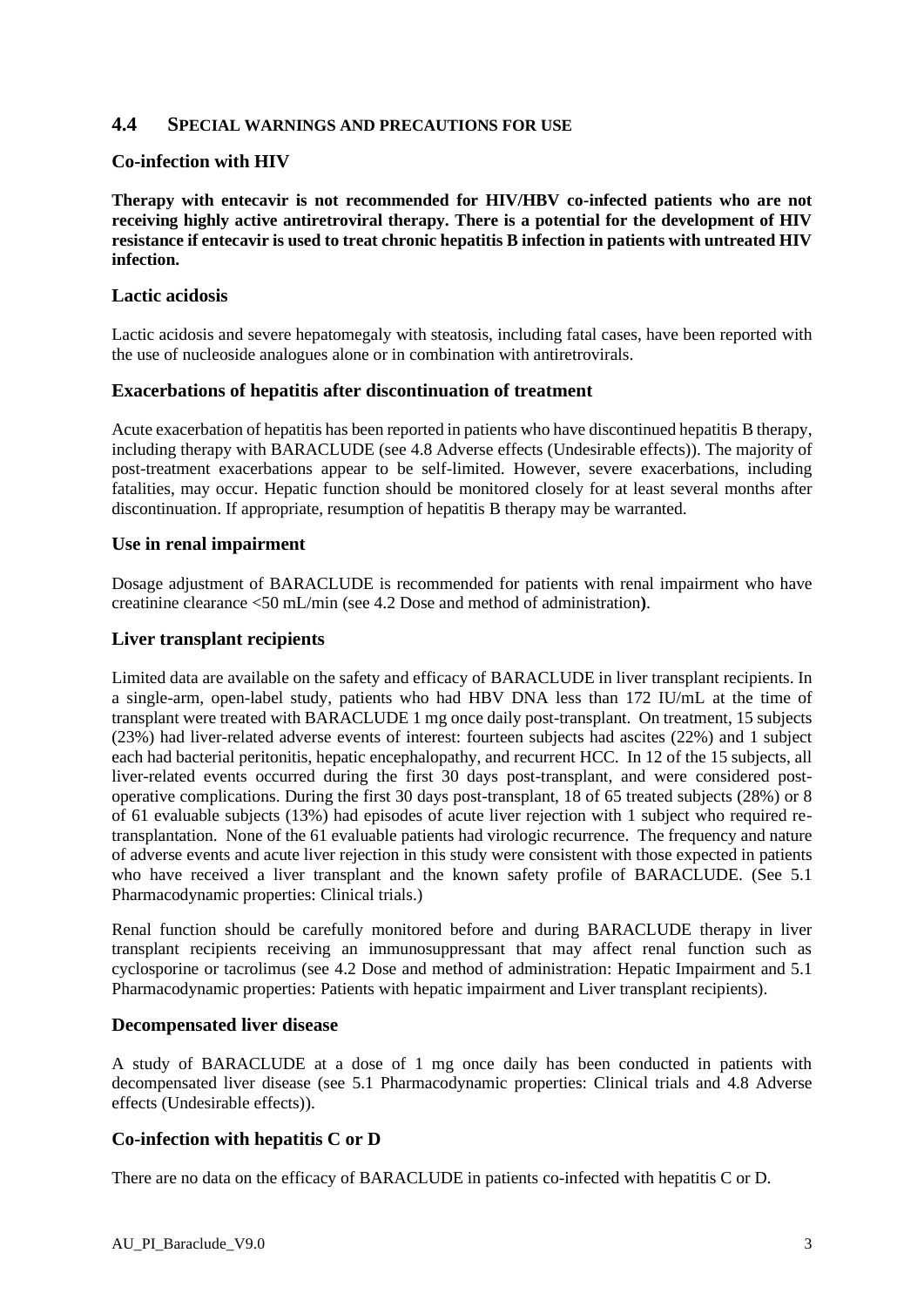## 4.4 SPECIAL WARNINGS AND PRECAUTIONS FOR USE

### Co-infection with HIV

**Therapy with entecavir is not recommended for HIV/HBV co-infected patients who are not receiving highly active antiretroviral therapy. There is a potential for the development of HIV resistance if entecavir is used to treat chronic hepatitis B infection in patients with untreated HIV infection.**

### Lactic acidosis

Lactic acidosis and severe hepatomegaly with steatosis, including fatal cases, have been reported with the use of nucleoside analogues alone or in combination with antiretrovirals.

### Exacerbations of hepatitis after discontinuation of treatment

Acute exacerbation of hepatitis has been reported in patients who have discontinued hepatitis B therapy, including therapy with BARACLUDE (see 4.8 Adverse effects (Undesirable effects)). The majority of post-treatment exacerbations appear to be self-limited. However, severe exacerbations, including fatalities, may occur. Hepatic function should be monitored closely for at least several months after discontinuation. If appropriate, resumption of hepatitis B therapy may be warranted.

### Use in renal impairment

Dosage adjustment of BARACLUDE is recommended for patients with renal impairment who have creatinine clearance <50 mL/min (see 4.2 Dose and method of administration**)**.

### Liver transplant recipients

Limited data are available on the safety and efficacy of BARACLUDE in liver transplant recipients. In a single-arm, open-label study, patients who had HBV DNA less than 172 IU/mL at the time of transplant were treated with BARACLUDE 1 mg once daily post-transplant. On treatment, 15 subjects (23%) had liver-related adverse events of interest: fourteen subjects had ascites (22%) and 1 subject each had bacterial peritonitis, hepatic encephalopathy, and recurrent HCC. In 12 of the 15 subjects, all liver-related events occurred during the first 30 days post-transplant, and were considered post-operative complications. During the first 30 days post-transplant, 18 of 65 treated subjects (28%) or 8 of 61 evaluable subjects (13%) had episodes of acute liver rejection with 1 subject who required re-transplantation. None of the 61 evaluable patients had virologic recurrence. The frequency and nature of adverse events and acute liver rejection in this study were consistent with those expected in patients who have received a liver transplant and the known safety profile of BARACLUDE. (See 5.1 Pharmacodynamic properties: Clinical trials.)

Renal function should be carefully monitored before and during BARACLUDE therapy in liver transplant recipients receiving an immunosuppressant that may affect renal function such as cyclosporine or tacrolimus (see 4.2 Dose and method of administration: Hepatic Impairment and 5.1 Pharmacodynamic properties: Patients with hepatic impairment and Liver transplant recipients).

### Decompensated liver disease

A study of BARACLUDE at a dose of 1 mg once daily has been conducted in patients with decompensated liver disease (see 5.1 Pharmacodynamic properties: Clinical trials and 4.8 Adverse effects (Undesirable effects)).

### Co-infection with hepatitis C or D

There are no data on the efficacy of BARACLUDE in patients co-infected with hepatitis C or D.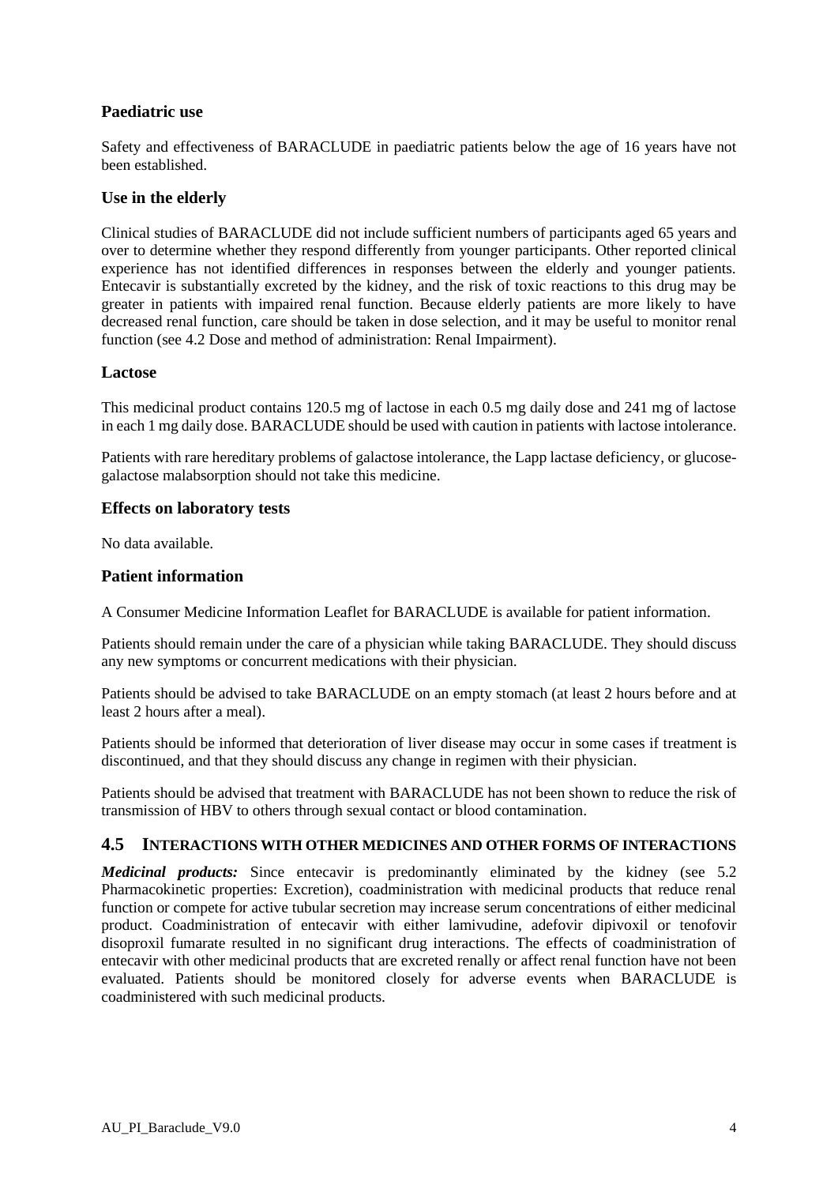### Paediatric use

Safety and effectiveness of BARACLUDE in paediatric patients below the age of 16 years have not been established.

### Use in the elderly

Clinical studies of BARACLUDE did not include sufficient numbers of participants aged 65 years and over to determine whether they respond differently from younger participants. Other reported clinical experience has not identified differences in responses between the elderly and younger patients. Entecavir is substantially excreted by the kidney, and the risk of toxic reactions to this drug may be greater in patients with impaired renal function. Because elderly patients are more likely to have decreased renal function, care should be taken in dose selection, and it may be useful to monitor renal function (see 4.2 Dose and method of administration: Renal Impairment).

### Lactose

This medicinal product contains 120.5 mg of lactose in each 0.5 mg daily dose and 241 mg of lactose in each 1 mg daily dose. BARACLUDE should be used with caution in patients with lactose intolerance.

Patients with rare hereditary problems of galactose intolerance, the Lapp lactase deficiency, or glucose-galactose malabsorption should not take this medicine.

### Effects on laboratory tests

No data available.

### Patient information

A Consumer Medicine Information Leaflet for BARACLUDE is available for patient information.

Patients should remain under the care of a physician while taking BARACLUDE. They should discuss any new symptoms or concurrent medications with their physician.

Patients should be advised to take BARACLUDE on an empty stomach (at least 2 hours before and at least 2 hours after a meal).

Patients should be informed that deterioration of liver disease may occur in some cases if treatment is discontinued, and that they should discuss any change in regimen with their physician.

Patients should be advised that treatment with BARACLUDE has not been shown to reduce the risk of transmission of HBV to others through sexual contact or blood contamination.

## 4.5 INTERACTIONS WITH OTHER MEDICINES AND OTHER FORMS OF INTERACTIONS

***Medicinal products:*** Since entecavir is predominantly eliminated by the kidney (see 5.2 Pharmacokinetic properties: Excretion), coadministration with medicinal products that reduce renal function or compete for active tubular secretion may increase serum concentrations of either medicinal product. Coadministration of entecavir with either lamivudine, adefovir dipivoxil or tenofovir disoproxil fumarate resulted in no significant drug interactions. The effects of coadministration of entecavir with other medicinal products that are excreted renally or affect renal function have not been evaluated. Patients should be monitored closely for adverse events when BARACLUDE is coadministered with such medicinal products.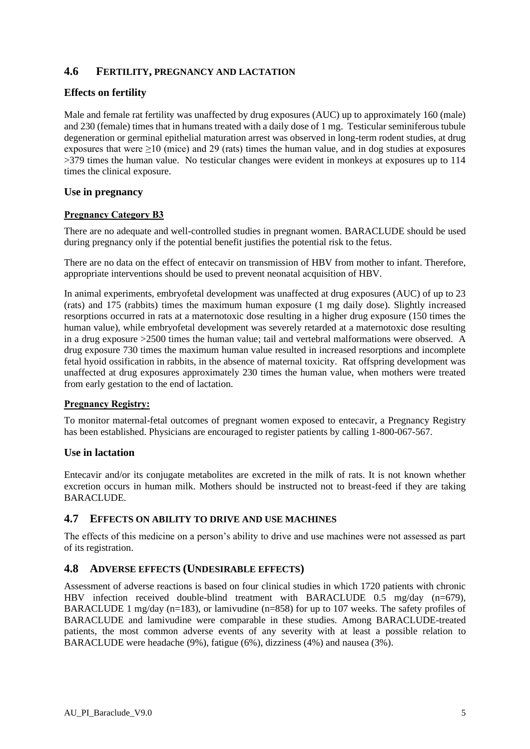## 4.6 FERTILITY, PREGNANCY AND LACTATION

### Effects on fertility

Male and female rat fertility was unaffected by drug exposures (AUC) up to approximately 160 (male) and 230 (female) times that in humans treated with a daily dose of 1 mg. Testicular seminiferous tubule degeneration or germinal epithelial maturation arrest was observed in long-term rodent studies, at drug exposures that were ≥10 (mice) and 29 (rats) times the human value, and in dog studies at exposures >379 times the human value. No testicular changes were evident in monkeys at exposures up to 114 times the clinical exposure.

### Use in pregnancy

**Pregnancy Category B3**

There are no adequate and well-controlled studies in pregnant women. BARACLUDE should be used during pregnancy only if the potential benefit justifies the potential risk to the fetus.

There are no data on the effect of entecavir on transmission of HBV from mother to infant. Therefore, appropriate interventions should be used to prevent neonatal acquisition of HBV.

In animal experiments, embryofetal development was unaffected at drug exposures (AUC) of up to 23 (rats) and 175 (rabbits) times the maximum human exposure (1 mg daily dose). Slightly increased resorptions occurred in rats at a maternotoxic dose resulting in a higher drug exposure (150 times the human value), while embryofetal development was severely retarded at a maternotoxic dose resulting in a drug exposure >2500 times the human value; tail and vertebral malformations were observed. A drug exposure 730 times the maximum human value resulted in increased resorptions and incomplete fetal hyoid ossification in rabbits, in the absence of maternal toxicity. Rat offspring development was unaffected at drug exposures approximately 230 times the human value, when mothers were treated from early gestation to the end of lactation.

**Pregnancy Registry:**

To monitor maternal-fetal outcomes of pregnant women exposed to entecavir, a Pregnancy Registry has been established. Physicians are encouraged to register patients by calling 1-800-067-567.

### Use in lactation

Entecavir and/or its conjugate metabolites are excreted in the milk of rats. It is not known whether excretion occurs in human milk. Mothers should be instructed not to breast-feed if they are taking BARACLUDE.

## 4.7 EFFECTS ON ABILITY TO DRIVE AND USE MACHINES

The effects of this medicine on a person's ability to drive and use machines were not assessed as part of its registration.

## 4.8 ADVERSE EFFECTS (UNDESIRABLE EFFECTS)

Assessment of adverse reactions is based on four clinical studies in which 1720 patients with chronic HBV infection received double-blind treatment with BARACLUDE 0.5 mg/day (n=679), BARACLUDE 1 mg/day (n=183), or lamivudine (n=858) for up to 107 weeks. The safety profiles of BARACLUDE and lamivudine were comparable in these studies. Among BARACLUDE-treated patients, the most common adverse events of any severity with at least a possible relation to BARACLUDE were headache (9%), fatigue (6%), dizziness (4%) and nausea (3%).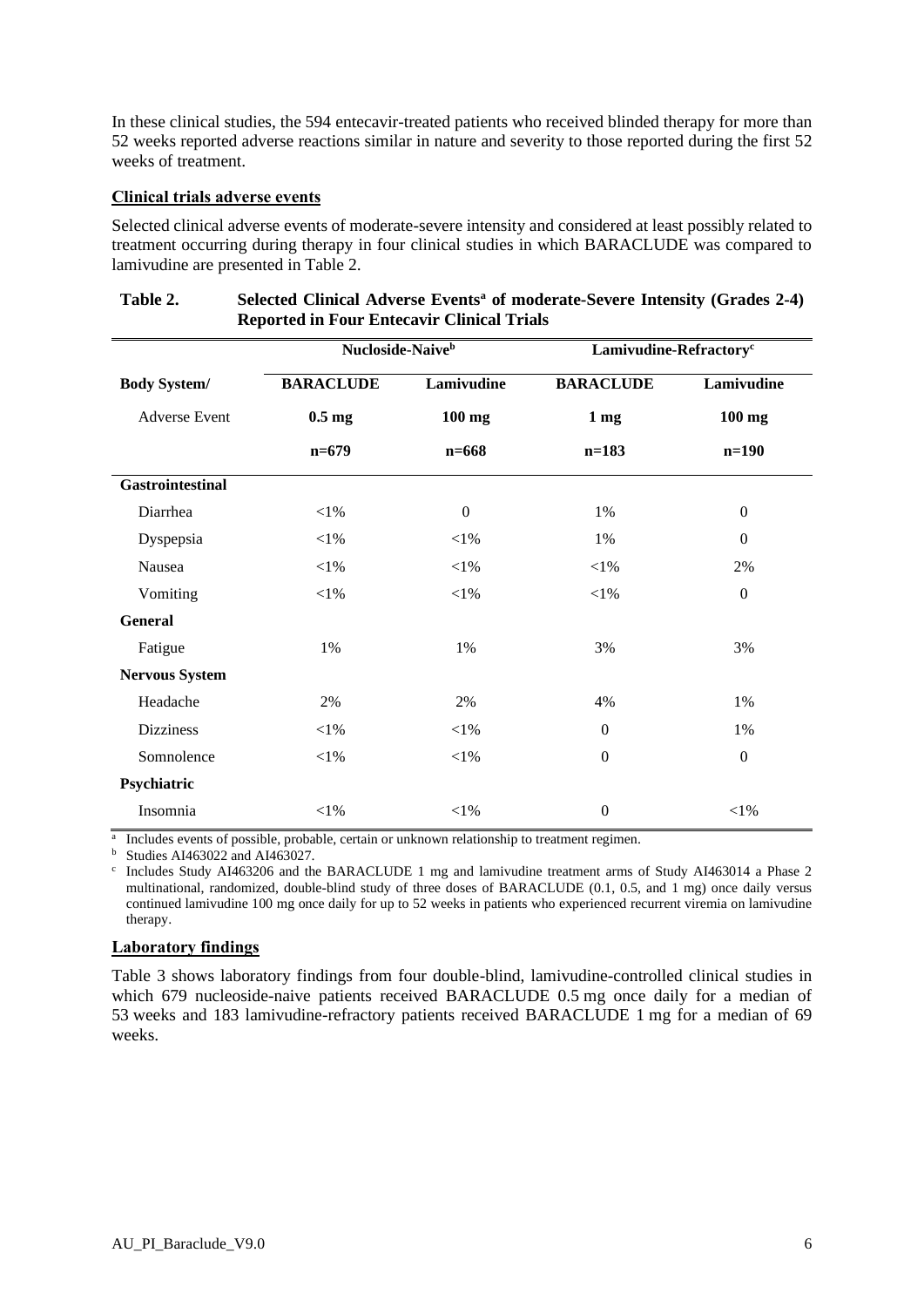In these clinical studies, the 594 entecavir-treated patients who received blinded therapy for more than 52 weeks reported adverse reactions similar in nature and severity to those reported during the first 52 weeks of treatment.

**Clinical trials adverse events**

Selected clinical adverse events of moderate-severe intensity and considered at least possibly related to treatment occurring during therapy in four clinical studies in which BARACLUDE was compared to lamivudine are presented in Table 2.

**Table 2. Selected Clinical Adverse Events[a] of moderate-Severe Intensity (Grades 2-4) Reported in Four Entecavir Clinical Trials**

| | Nucloside-Naive[b] | | Lamivudine-Refractory[c] | |
|---|---|---|---|---|
| **Body System/** Adverse Event | **BARACLUDE** 0.5 mg n=679 | **Lamivudine** 100 mg n=668 | **BARACLUDE** 1 mg n=183 | **Lamivudine** 100 mg n=190 |
| **Gastrointestinal** | | | | |
| Diarrhea | <1% | 0 | 1% | 0 |
| Dyspepsia | <1% | <1% | 1% | 0 |
| Nausea | <1% | <1% | <1% | 2% |
| Vomiting | <1% | <1% | <1% | 0 |
| **General** | | | | |
| Fatigue | 1% | 1% | 3% | 3% |
| **Nervous System** | | | | |
| Headache | 2% | 2% | 4% | 1% |
| Dizziness | <1% | <1% | 0 | 1% |
| Somnolence | <1% | <1% | 0 | 0 |
| **Psychiatric** | | | | |
| Insomnia | <1% | <1% | 0 | <1% |

[a] Includes events of possible, probable, certain or unknown relationship to treatment regimen.

[b] Studies AI463022 and AI463027.

[c] Includes Study AI463206 and the BARACLUDE 1 mg and lamivudine treatment arms of Study AI463014 a Phase 2 multinational, randomized, double-blind study of three doses of BARACLUDE (0.1, 0.5, and 1 mg) once daily versus continued lamivudine 100 mg once daily for up to 52 weeks in patients who experienced recurrent viremia on lamivudine therapy.

**Laboratory findings**

Table 3 shows laboratory findings from four double-blind, lamivudine-controlled clinical studies in which 679 nucleoside-naive patients received BARACLUDE 0.5 mg once daily for a median of 53 weeks and 183 lamivudine-refractory patients received BARACLUDE 1 mg for a median of 69 weeks.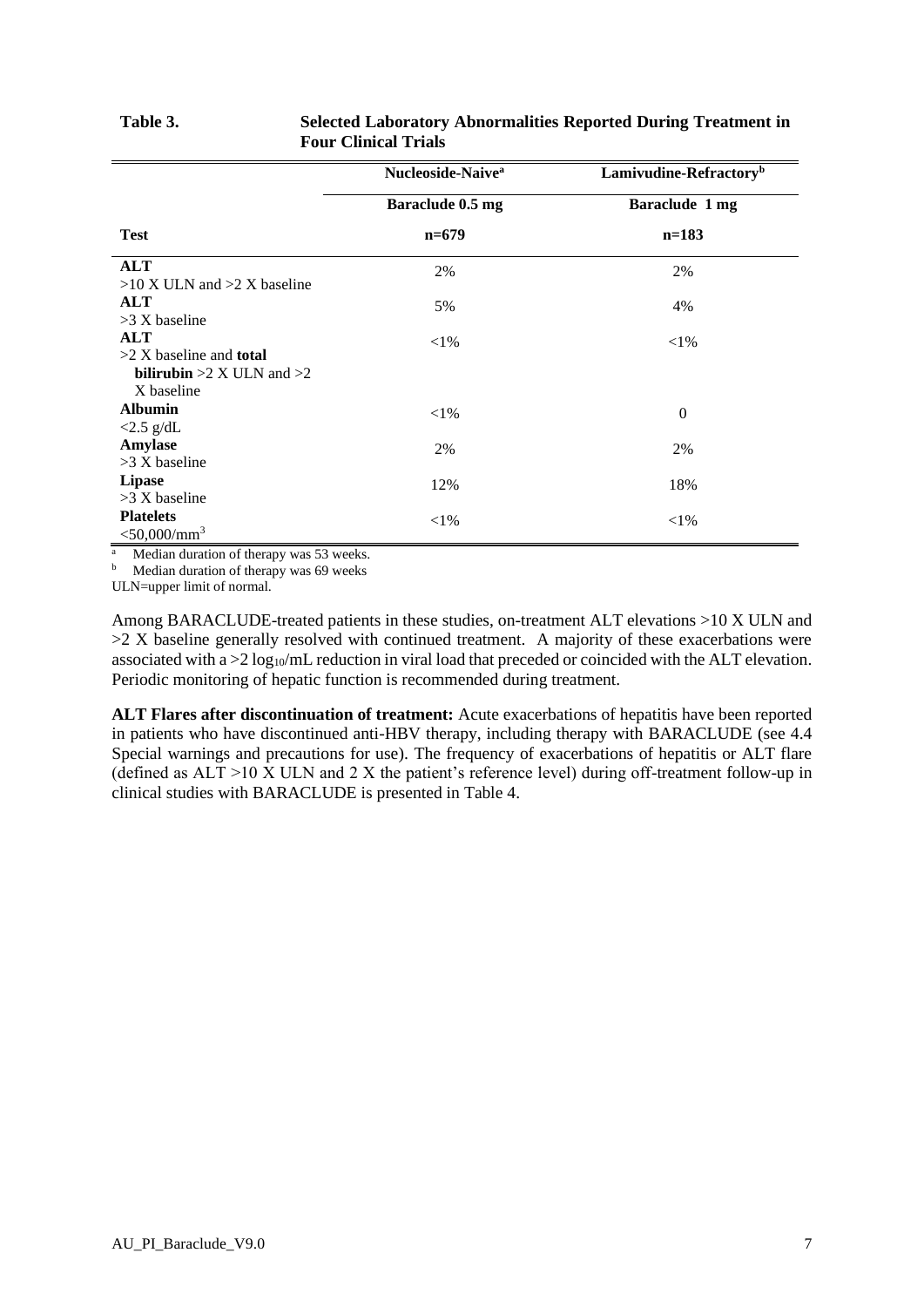**Table 3. Selected Laboratory Abnormalities Reported During Treatment in Four Clinical Trials**

| | Nucleoside-Naive[a] | Lamivudine-Refractory[b] |
|---|---|---|
| | Baraclude 0.5 mg | Baraclude 1 mg |
| **Test** | **n=679** | **n=183** |
| **ALT** >10 X ULN and >2 X baseline | 2% | 2% |
| **ALT** >3 X baseline | 5% | 4% |
| **ALT** >2 X baseline and **total bilirubin** >2 X ULN and >2 X baseline | <1% | <1% |
| **Albumin** <2.5 g/dL | <1% | 0 |
| **Amylase** >3 X baseline | 2% | 2% |
| **Lipase** >3 X baseline | 12% | 18% |
| **Platelets** $<50,000/mm^3$ | <1% | <1% |

[a] Median duration of therapy was 53 weeks.
[b] Median duration of therapy was 69 weeks
ULN=upper limit of normal.

Among BARACLUDE-treated patients in these studies, on-treatment ALT elevations >10 X ULN and >2 X baseline generally resolved with continued treatment. A majority of these exacerbations were associated with a $>2 \log_{10}$/mL reduction in viral load that preceded or coincided with the ALT elevation. Periodic monitoring of hepatic function is recommended during treatment.

**ALT Flares after discontinuation of treatment:** Acute exacerbations of hepatitis have been reported in patients who have discontinued anti-HBV therapy, including therapy with BARACLUDE (see 4.4 Special warnings and precautions for use). The frequency of exacerbations of hepatitis or ALT flare (defined as ALT >10 X ULN and 2 X the patient's reference level) during off-treatment follow-up in clinical studies with BARACLUDE is presented in Table 4.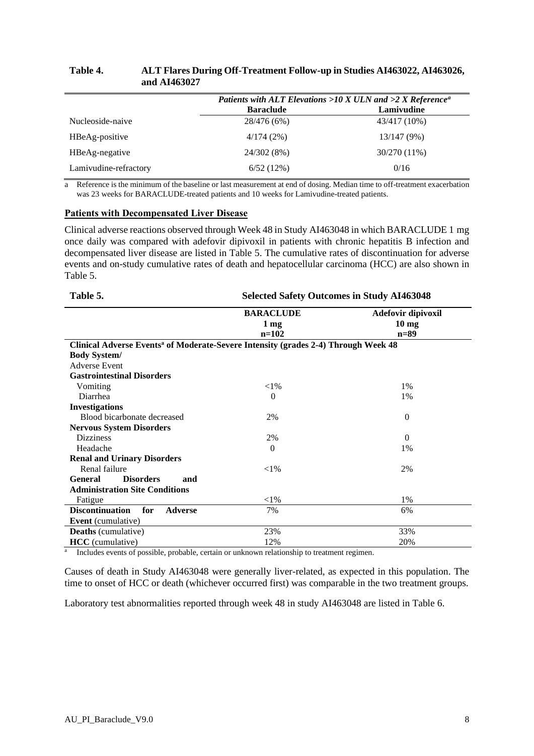**Table 4. ALT Flares During Off-Treatment Follow-up in Studies AI463022, AI463026, and AI463027**

| | *Patients with ALT Elevations >10 X ULN and >2 X Reference[a]* | |
|---|---|---|
| | **Baraclude** | **Lamivudine** |
| Nucleoside-naive | 28/476 (6%) | 43/417 (10%) |
| HBeAg-positive | 4/174 (2%) | 13/147 (9%) |
| HBeAg-negative | 24/302 (8%) | 30/270 (11%) |
| Lamivudine-refractory | 6/52 (12%) | 0/16 |

a Reference is the minimum of the baseline or last measurement at end of dosing. Median time to off-treatment exacerbation was 23 weeks for BARACLUDE-treated patients and 10 weeks for Lamivudine-treated patients.

**Patients with Decompensated Liver Disease**

Clinical adverse reactions observed through Week 48 in Study AI463048 in which BARACLUDE 1 mg once daily was compared with adefovir dipivoxil in patients with chronic hepatitis B infection and decompensated liver disease are listed in Table 5. The cumulative rates of discontinuation for adverse events and on-study cumulative rates of death and hepatocellular carcinoma (HCC) are also shown in Table 5.

**Table 5. Selected Safety Outcomes in Study AI463048**

| | **BARACLUDE 1 mg n=102** | **Adefovir dipivoxil 10 mg n=89** |
|---|---|---|
| **Clinical Adverse Events[a] of Moderate-Severe Intensity (grades 2-4) Through Week 48** | | |
| **Body System/** | | |
| Adverse Event | | |
| **Gastrointestinal Disorders** | | |
| Vomiting | <1% | 1% |
| Diarrhea | 0 | 1% |
| **Investigations** | | |
| Blood bicarbonate decreased | 2% | 0 |
| **Nervous System Disorders** | | |
| Dizziness | 2% | 0 |
| Headache | 0 | 1% |
| **Renal and Urinary Disorders** | | |
| Renal failure | <1% | 2% |
| **General Disorders and Administration Site Conditions** | | |
| Fatigue | <1% | 1% |
| **Discontinuation for Adverse Event** (cumulative) | 7% | 6% |
| **Deaths** (cumulative) | 23% | 33% |
| **HCC** (cumulative) | 12% | 20% |

a Includes events of possible, probable, certain or unknown relationship to treatment regimen.

Causes of death in Study AI463048 were generally liver-related, as expected in this population. The time to onset of HCC or death (whichever occurred first) was comparable in the two treatment groups.

Laboratory test abnormalities reported through week 48 in study AI463048 are listed in Table 6.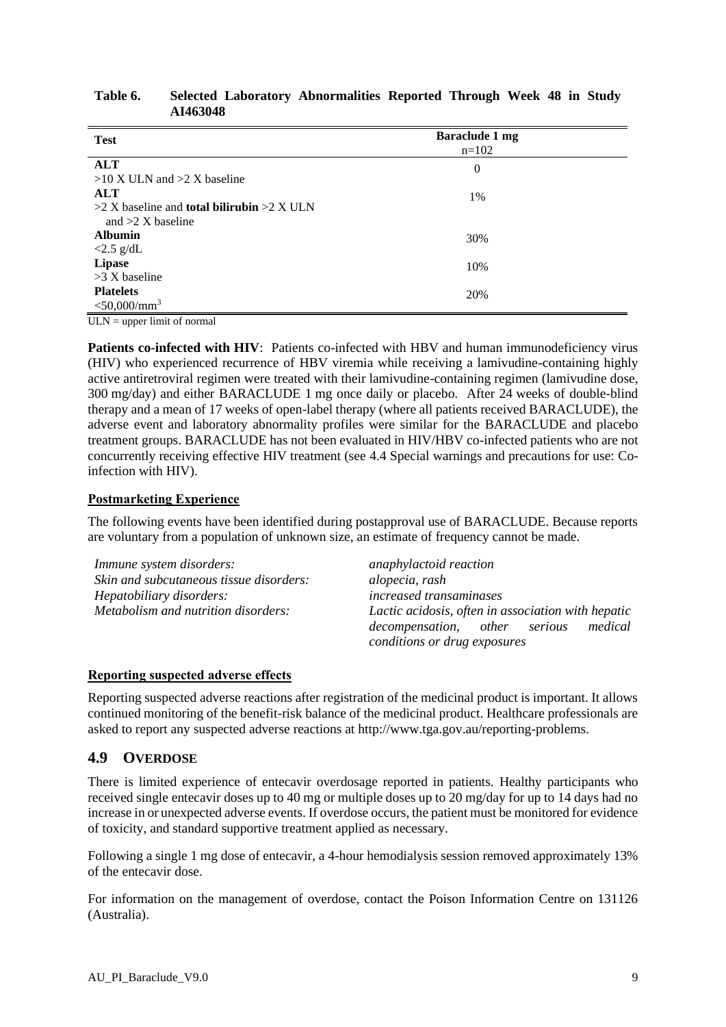**Table 6. Selected Laboratory Abnormalities Reported Through Week 48 in Study AI463048**

| Test | Baraclude 1 mg n=102 |
|---|---|
| **ALT** >10 X ULN and >2 X baseline | 0 |
| **ALT** >2 X baseline and **total bilirubin** >2 X ULN and >2 X baseline | 1% |
| **Albumin** <2.5 g/dL | 30% |
| **Lipase** >3 X baseline | 10% |
| **Platelets** <50,000/mm$^3$ | 20% |

ULN = upper limit of normal

**Patients co-infected with HIV**: Patients co-infected with HBV and human immunodeficiency virus (HIV) who experienced recurrence of HBV viremia while receiving a lamivudine-containing highly active antiretroviral regimen were treated with their lamivudine-containing regimen (lamivudine dose, 300 mg/day) and either BARACLUDE 1 mg once daily or placebo. After 24 weeks of double-blind therapy and a mean of 17 weeks of open-label therapy (where all patients received BARACLUDE), the adverse event and laboratory abnormality profiles were similar for the BARACLUDE and placebo treatment groups. BARACLUDE has not been evaluated in HIV/HBV co-infected patients who are not concurrently receiving effective HIV treatment (see 4.4 Special warnings and precautions for use: Co-infection with HIV).

**Postmarketing Experience**

The following events have been identified during postapproval use of BARACLUDE. Because reports are voluntary from a population of unknown size, an estimate of frequency cannot be made.

| | |
|---|---|
| *Immune system disorders:* | *anaphylactoid reaction* |
| *Skin and subcutaneous tissue disorders:* | *alopecia, rash* |
| *Hepatobiliary disorders:* | *increased transaminases* |
| *Metabolism and nutrition disorders:* | *Lactic acidosis, often in association with hepatic decompensation, other serious medical conditions or drug exposures* |

**Reporting suspected adverse effects**

Reporting suspected adverse reactions after registration of the medicinal product is important. It allows continued monitoring of the benefit-risk balance of the medicinal product. Healthcare professionals are asked to report any suspected adverse reactions at http://www.tga.gov.au/reporting-problems.

## 4.9 OVERDOSE

There is limited experience of entecavir overdosage reported in patients. Healthy participants who received single entecavir doses up to 40 mg or multiple doses up to 20 mg/day for up to 14 days had no increase in or unexpected adverse events. If overdose occurs, the patient must be monitored for evidence of toxicity, and standard supportive treatment applied as necessary.

Following a single 1 mg dose of entecavir, a 4-hour hemodialysis session removed approximately 13% of the entecavir dose.

For information on the management of overdose, contact the Poison Information Centre on 131126 (Australia).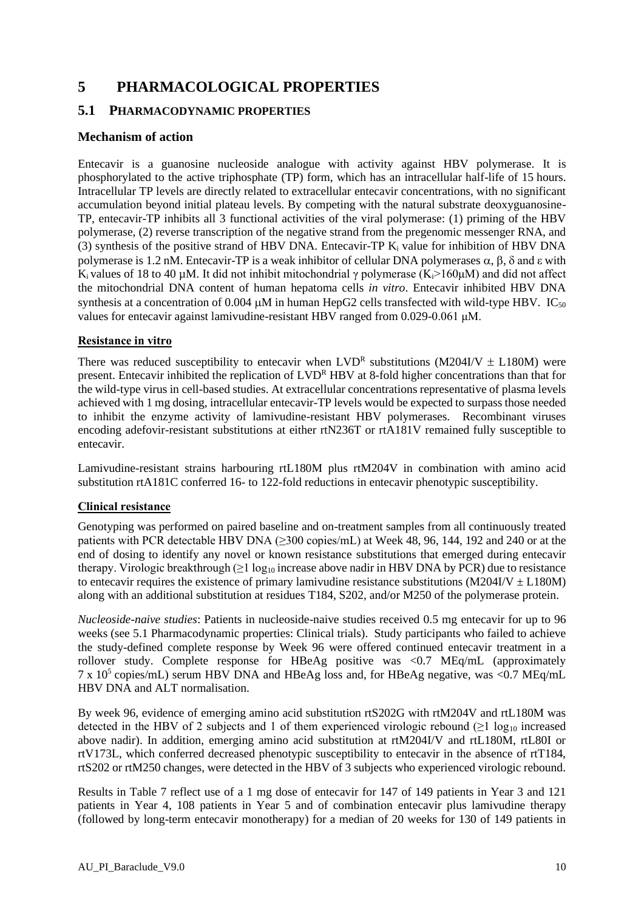# 5 PHARMACOLOGICAL PROPERTIES

## 5.1 PHARMACODYNAMIC PROPERTIES

### Mechanism of action

Entecavir is a guanosine nucleoside analogue with activity against HBV polymerase. It is phosphorylated to the active triphosphate (TP) form, which has an intracellular half-life of 15 hours. Intracellular TP levels are directly related to extracellular entecavir concentrations, with no significant accumulation beyond initial plateau levels. By competing with the natural substrate deoxyguanosine-TP, entecavir-TP inhibits all 3 functional activities of the viral polymerase: (1) priming of the HBV polymerase, (2) reverse transcription of the negative strand from the pregenomic messenger RNA, and (3) synthesis of the positive strand of HBV DNA. Entecavir-TP $K_i$ value for inhibition of HBV DNA polymerase is 1.2 nM. Entecavir-TP is a weak inhibitor of cellular DNA polymerases $\alpha$, $\beta$, $\delta$ and $\varepsilon$ with $K_i$ values of 18 to 40 µM. It did not inhibit mitochondrial $\gamma$ polymerase ($K_i$>160µM) and did not affect the mitochondrial DNA content of human hepatoma cells *in vitro*. Entecavir inhibited HBV DNA synthesis at a concentration of 0.004 µM in human HepG2 cells transfected with wild-type HBV. $IC_{50}$ values for entecavir against lamivudine-resistant HBV ranged from 0.029-0.061 µM.

**Resistance in vitro**

There was reduced susceptibility to entecavir when $LVD^R$ substitutions (M204I/V ± L180M) were present. Entecavir inhibited the replication of $LVD^R$ HBV at 8-fold higher concentrations than that for the wild-type virus in cell-based studies. At extracellular concentrations representative of plasma levels achieved with 1 mg dosing, intracellular entecavir-TP levels would be expected to surpass those needed to inhibit the enzyme activity of lamivudine-resistant HBV polymerases. Recombinant viruses encoding adefovir-resistant substitutions at either rtN236T or rtA181V remained fully susceptible to entecavir.

Lamivudine-resistant strains harbouring rtL180M plus rtM204V in combination with amino acid substitution rtA181C conferred 16- to 122-fold reductions in entecavir phenotypic susceptibility.

**Clinical resistance**

Genotyping was performed on paired baseline and on-treatment samples from all continuously treated patients with PCR detectable HBV DNA (≥300 copies/mL) at Week 48, 96, 144, 192 and 240 or at the end of dosing to identify any novel or known resistance substitutions that emerged during entecavir therapy. Virologic breakthrough (≥1 $\log_{10}$ increase above nadir in HBV DNA by PCR) due to resistance to entecavir requires the existence of primary lamivudine resistance substitutions (M204I/V ± L180M) along with an additional substitution at residues T184, S202, and/or M250 of the polymerase protein.

*Nucleoside-naive studies*: Patients in nucleoside-naive studies received 0.5 mg entecavir for up to 96 weeks (see 5.1 Pharmacodynamic properties: Clinical trials). Study participants who failed to achieve the study-defined complete response by Week 96 were offered continued entecavir treatment in a rollover study. Complete response for HBeAg positive was <0.7 MEq/mL (approximately $7 \times 10^5$ copies/mL) serum HBV DNA and HBeAg loss and, for HBeAg negative, was <0.7 MEq/mL HBV DNA and ALT normalisation.

By week 96, evidence of emerging amino acid substitution rtS202G with rtM204V and rtL180M was detected in the HBV of 2 subjects and 1 of them experienced virologic rebound (≥1 $\log_{10}$ increased above nadir). In addition, emerging amino acid substitution at rtM204I/V and rtL180M, rtL80I or rtV173L, which conferred decreased phenotypic susceptibility to entecavir in the absence of rtT184, rtS202 or rtM250 changes, were detected in the HBV of 3 subjects who experienced virologic rebound.

Results in Table 7 reflect use of a 1 mg dose of entecavir for 147 of 149 patients in Year 3 and 121 patients in Year 4, 108 patients in Year 5 and of combination entecavir plus lamivudine therapy (followed by long-term entecavir monotherapy) for a median of 20 weeks for 130 of 149 patients in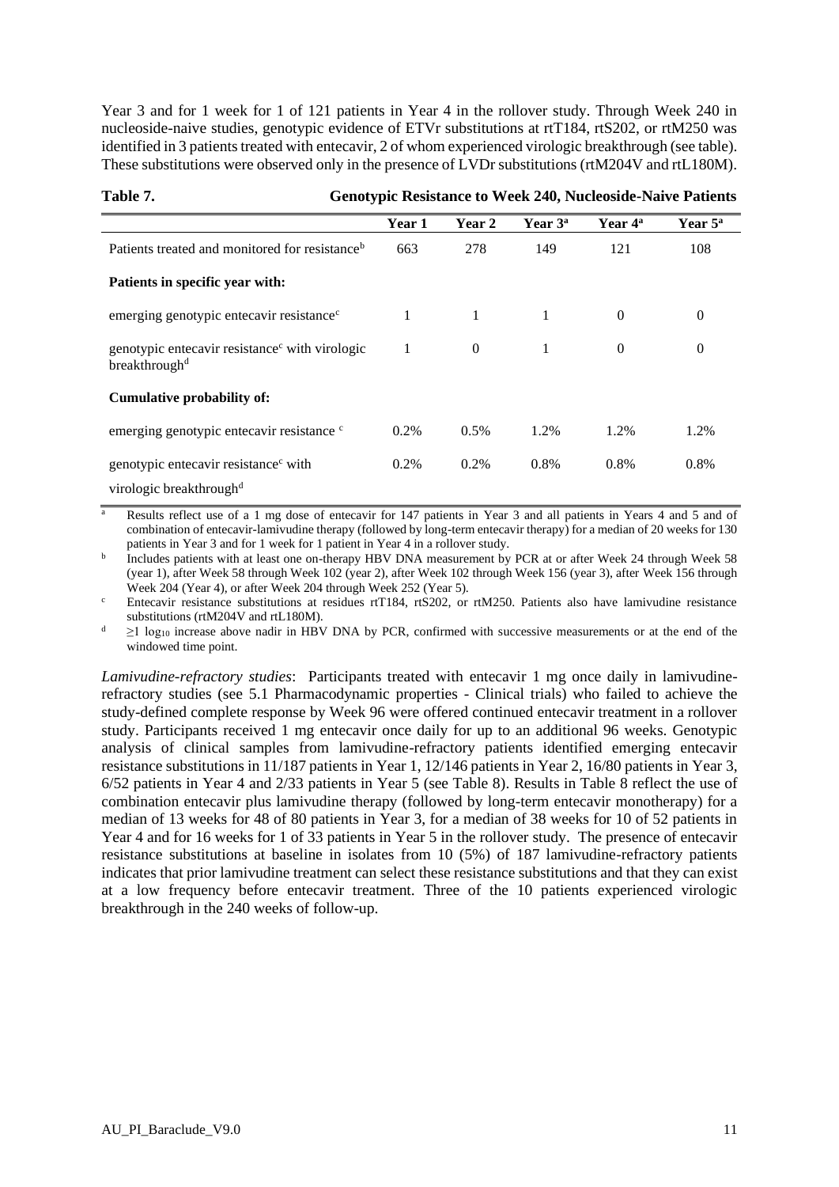Year 3 and for 1 week for 1 of 121 patients in Year 4 in the rollover study. Through Week 240 in nucleoside-naive studies, genotypic evidence of ETVr substitutions at rtT184, rtS202, or rtM250 was identified in 3 patients treated with entecavir, 2 of whom experienced virologic breakthrough (see table). These substitutions were observed only in the presence of LVDr substitutions (rtM204V and rtL180M).

**Table 7. Genotypic Resistance to Week 240, Nucleoside-Naive Patients**

| | Year 1 | Year 2 | Year 3[a] | Year 4[a] | Year 5[a] |
|---|---|---|---|---|---|
| Patients treated and monitored for resistance[b] | 663 | 278 | 149 | 121 | 108 |
| **Patients in specific year with:** | | | | | |
| emerging genotypic entecavir resistance[c] | 1 | 1 | 1 | 0 | 0 |
| genotypic entecavir resistance[c] with virologic breakthrough[d] | 1 | 0 | 1 | 0 | 0 |
| **Cumulative probability of:** | | | | | |
| emerging genotypic entecavir resistance [c] | 0.2% | 0.5% | 1.2% | 1.2% | 1.2% |
| genotypic entecavir resistance[c] with virologic breakthrough[d] | 0.2% | 0.2% | 0.8% | 0.8% | 0.8% |

[a] Results reflect use of a 1 mg dose of entecavir for 147 patients in Year 3 and all patients in Years 4 and 5 and of combination of entecavir-lamivudine therapy (followed by long-term entecavir therapy) for a median of 20 weeks for 130 patients in Year 3 and for 1 week for 1 patient in Year 4 in a rollover study.

[b] Includes patients with at least one on-therapy HBV DNA measurement by PCR at or after Week 24 through Week 58 (year 1), after Week 58 through Week 102 (year 2), after Week 102 through Week 156 (year 3), after Week 156 through Week 204 (Year 4), or after Week 204 through Week 252 (Year 5).

[c] Entecavir resistance substitutions at residues rtT184, rtS202, or rtM250. Patients also have lamivudine resistance substitutions (rtM204V and rtL180M).

[d] $\geq 1 \log_{10}$ increase above nadir in HBV DNA by PCR, confirmed with successive measurements or at the end of the windowed time point.

*Lamivudine-refractory studies*: Participants treated with entecavir 1 mg once daily in lamivudine-refractory studies (see 5.1 Pharmacodynamic properties - Clinical trials) who failed to achieve the study-defined complete response by Week 96 were offered continued entecavir treatment in a rollover study. Participants received 1 mg entecavir once daily for up to an additional 96 weeks. Genotypic analysis of clinical samples from lamivudine-refractory patients identified emerging entecavir resistance substitutions in 11/187 patients in Year 1, 12/146 patients in Year 2, 16/80 patients in Year 3, 6/52 patients in Year 4 and 2/33 patients in Year 5 (see Table 8). Results in Table 8 reflect the use of combination entecavir plus lamivudine therapy (followed by long-term entecavir monotherapy) for a median of 13 weeks for 48 of 80 patients in Year 3, for a median of 38 weeks for 10 of 52 patients in Year 4 and for 16 weeks for 1 of 33 patients in Year 5 in the rollover study. The presence of entecavir resistance substitutions at baseline in isolates from 10 (5%) of 187 lamivudine-refractory patients indicates that prior lamivudine treatment can select these resistance substitutions and that they can exist at a low frequency before entecavir treatment. Three of the 10 patients experienced virologic breakthrough in the 240 weeks of follow-up.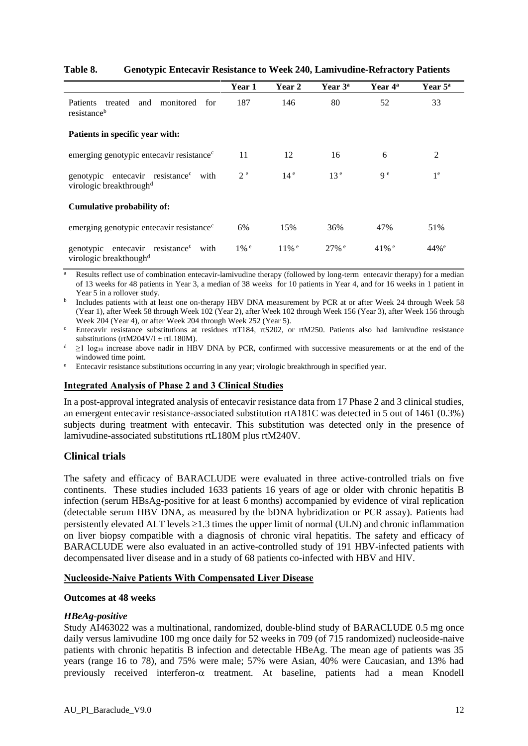**Table 8. Genotypic Entecavir Resistance to Week 240, Lamivudine-Refractory Patients**

| | Year 1 | Year 2 | Year 3[a] | Year 4[a] | Year 5[a] |
|---|---|---|---|---|---|
| Patients treated and monitored for resistance[b] | 187 | 146 | 80 | 52 | 33 |
| **Patients in specific year with:** | | | | | |
| emerging genotypic entecavir resistance[c] | 11 | 12 | 16 | 6 | 2 |
| genotypic entecavir resistance[c] with virologic breakthrough[d] | 2[e] | 14[e] | 13[e] | 9[e] | 1[e] |
| **Cumulative probability of:** | | | | | |
| emerging genotypic entecavir resistance[c] | 6% | 15% | 36% | 47% | 51% |
| genotypic entecavir resistance[c] with virologic breakthough[d] | 1%[e] | 11%[e] | 27%[e] | 41%[e] | 44%[e] |

[a] Results reflect use of combination entecavir-lamivudine therapy (followed by long-term entecavir therapy) for a median of 13 weeks for 48 patients in Year 3, a median of 38 weeks for 10 patients in Year 4, and for 16 weeks in 1 patient in Year 5 in a rollover study.

[b] Includes patients with at least one on-therapy HBV DNA measurement by PCR at or after Week 24 through Week 58 (Year 1), after Week 58 through Week 102 (Year 2), after Week 102 through Week 156 (Year 3), after Week 156 through Week 204 (Year 4), or after Week 204 through Week 252 (Year 5).

[c] Entecavir resistance substitutions at residues rtT184, rtS202, or rtM250. Patients also had lamivudine resistance substitutions (rtM204V/I ± rtL180M).

[d] ≥1 $\log_{10}$ increase above nadir in HBV DNA by PCR, confirmed with successive measurements or at the end of the windowed time point.

[e] Entecavir resistance substitutions occurring in any year; virologic breakthrough in specified year.

**Integrated Analysis of Phase 2 and 3 Clinical Studies**

In a post-approval integrated analysis of entecavir resistance data from 17 Phase 2 and 3 clinical studies, an emergent entecavir resistance-associated substitution rtA181C was detected in 5 out of 1461 (0.3%) subjects during treatment with entecavir. This substitution was detected only in the presence of lamivudine-associated substitutions rtL180M plus rtM240V.

## Clinical trials

The safety and efficacy of BARACLUDE were evaluated in three active-controlled trials on five continents. These studies included 1633 patients 16 years of age or older with chronic hepatitis B infection (serum HBsAg-positive for at least 6 months) accompanied by evidence of viral replication (detectable serum HBV DNA, as measured by the bDNA hybridization or PCR assay). Patients had persistently elevated ALT levels ≥1.3 times the upper limit of normal (ULN) and chronic inflammation on liver biopsy compatible with a diagnosis of chronic viral hepatitis. The safety and efficacy of BARACLUDE were also evaluated in an active-controlled study of 191 HBV-infected patients with decompensated liver disease and in a study of 68 patients co-infected with HBV and HIV.

**Nucleoside-Naive Patients With Compensated Liver Disease**

**Outcomes at 48 weeks**

***HBeAg-positive***

Study AI463022 was a multinational, randomized, double-blind study of BARACLUDE 0.5 mg once daily versus lamivudine 100 mg once daily for 52 weeks in 709 (of 715 randomized) nucleoside-naive patients with chronic hepatitis B infection and detectable HBeAg. The mean age of patients was 35 years (range 16 to 78), and 75% were male; 57% were Asian, 40% were Caucasian, and 13% had previously received interferon-α treatment. At baseline, patients had a mean Knodell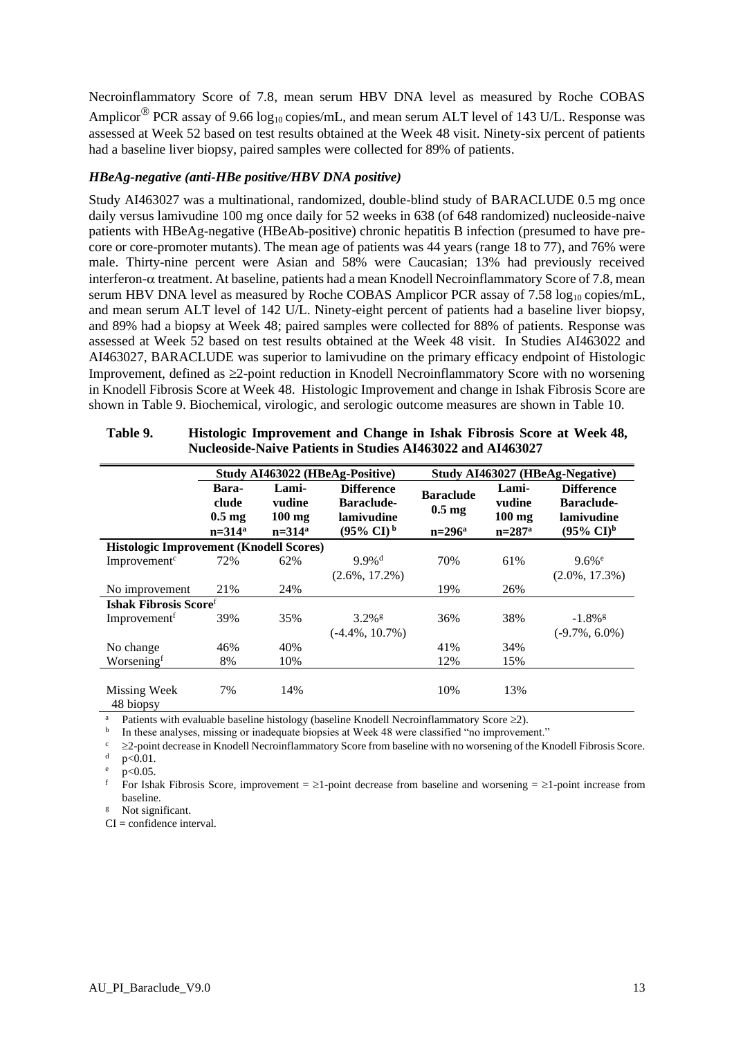Necroinflammatory Score of 7.8, mean serum HBV DNA level as measured by Roche COBAS Amplicor® PCR assay of 9.66 $\log_{10}$ copies/mL, and mean serum ALT level of 143 U/L. Response was assessed at Week 52 based on test results obtained at the Week 48 visit. Ninety-six percent of patients had a baseline liver biopsy, paired samples were collected for 89% of patients.

### *HBeAg-negative (anti-HBe positive/HBV DNA positive)*

Study AI463027 was a multinational, randomized, double-blind study of BARACLUDE 0.5 mg once daily versus lamivudine 100 mg once daily for 52 weeks in 638 (of 648 randomized) nucleoside-naive patients with HBeAg-negative (HBeAb-positive) chronic hepatitis B infection (presumed to have pre-core or core-promoter mutants). The mean age of patients was 44 years (range 18 to 77), and 76% were male. Thirty-nine percent were Asian and 58% were Caucasian; 13% had previously received interferon-α treatment. At baseline, patients had a mean Knodell Necroinflammatory Score of 7.8, mean serum HBV DNA level as measured by Roche COBAS Amplicor PCR assay of 7.58 $\log_{10}$ copies/mL, and mean serum ALT level of 142 U/L. Ninety-eight percent of patients had a baseline liver biopsy, and 89% had a biopsy at Week 48; paired samples were collected for 88% of patients. Response was assessed at Week 52 based on test results obtained at the Week 48 visit. In Studies AI463022 and AI463027, BARACLUDE was superior to lamivudine on the primary efficacy endpoint of Histologic Improvement, defined as ≥2-point reduction in Knodell Necroinflammatory Score with no worsening in Knodell Fibrosis Score at Week 48. Histologic Improvement and change in Ishak Fibrosis Score are shown in Table 9. Biochemical, virologic, and serologic outcome measures are shown in Table 10.

**Table 9. Histologic Improvement and Change in Ishak Fibrosis Score at Week 48, Nucleoside-Naive Patients in Studies AI463022 and AI463027**

| | **Study AI463022 (HBeAg-Positive)** | | | **Study AI463027 (HBeAg-Negative)** | | |
|---|---|---|---|---|---|---|
| | **Baraclude 0.5 mg n=314[a]** | **Lamivudine 100 mg n=314[a]** | **Difference Baraclude-lamivudine (95% CI)[b]** | **Baraclude 0.5 mg n=296[a]** | **Lamivudine 100 mg n=287[a]** | **Difference Baraclude-lamivudine (95% CI)[b]** |
| **Histologic Improvement (Knodell Scores)** | | | | | | |
| Improvement[c] | 72% | 62% | 9.9%[d] (2.6%, 17.2%) | 70% | 61% | 9.6%[e] (2.0%, 17.3%) |
| No improvement | 21% | 24% | | 19% | 26% | |
| **Ishak Fibrosis Score[f]** | | | | | | |
| Improvement[f] | 39% | 35% | 3.2%[g] (-4.4%, 10.7%) | 36% | 38% | -1.8%[g] (-9.7%, 6.0%) |
| No change | 46% | 40% | | 41% | 34% | |
| Worsening[f] | 8% | 10% | | 12% | 15% | |
| Missing Week 48 biopsy | 7% | 14% | | 10% | 13% | |

[a] Patients with evaluable baseline histology (baseline Knodell Necroinflammatory Score ≥2).
[b] In these analyses, missing or inadequate biopsies at Week 48 were classified "no improvement."
[c] ≥2-point decrease in Knodell Necroinflammatory Score from baseline with no worsening of the Knodell Fibrosis Score.
[d] $p<0.01$.
[e] $p<0.05$.
[f] For Ishak Fibrosis Score, improvement = ≥1-point decrease from baseline and worsening = ≥1-point increase from baseline.
[g] Not significant.
CI = confidence interval.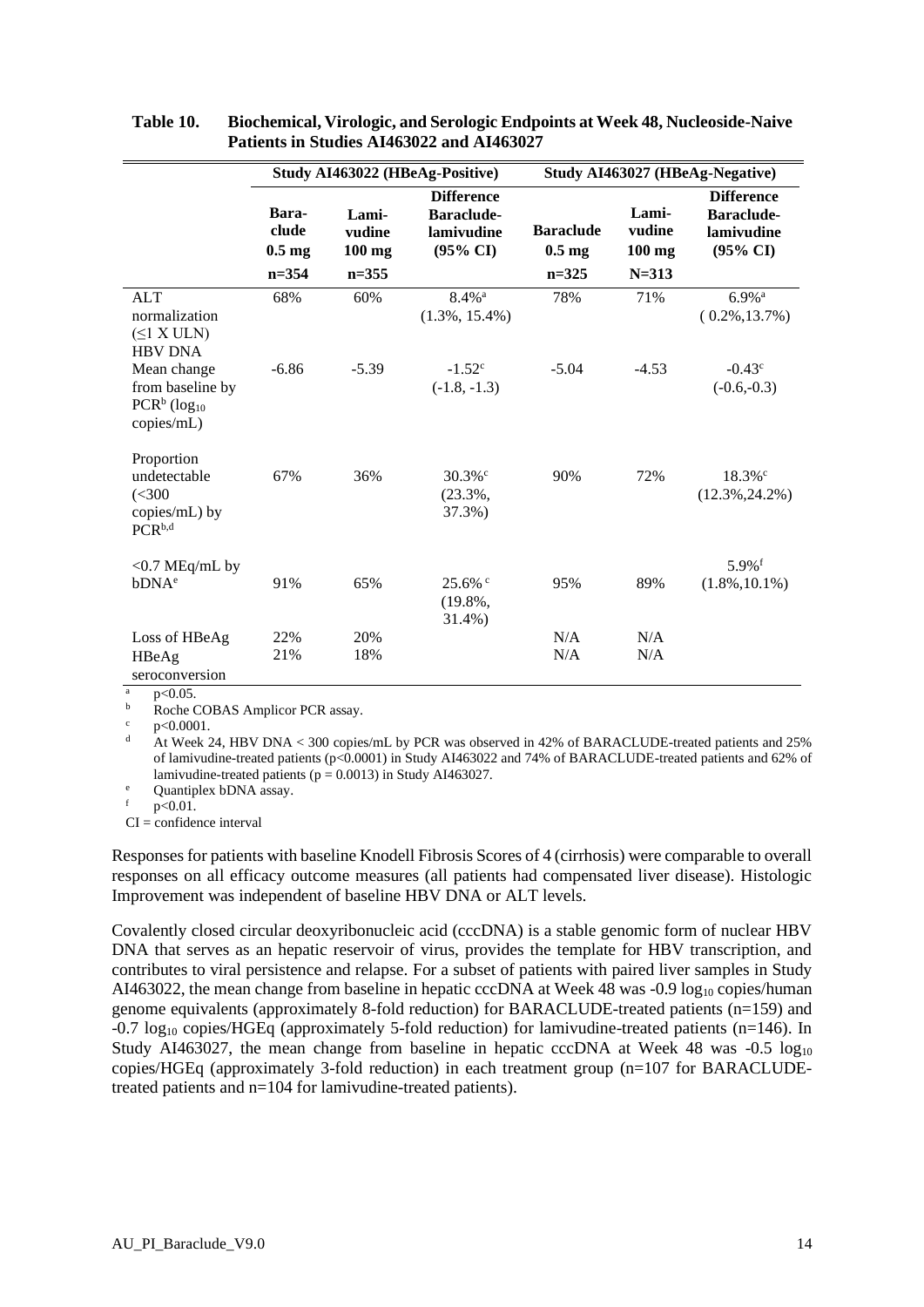**Table 10. Biochemical, Virologic, and Serologic Endpoints at Week 48, Nucleoside-Naive Patients in Studies AI463022 and AI463027**

| | Study AI463022 (HBeAg-Positive) | | | Study AI463027 (HBeAg-Negative) | | |
|---|---|---|---|---|---|---|
| | Bara-clude 0.5 mg n=354 | Lami-vudine 100 mg n=355 | Difference Baraclude-lamivudine (95% CI) | Baraclude 0.5 mg n=325 | Lami-vudine 100 mg N=313 | Difference Baraclude-lamivudine (95% CI) |
| ALT normalization (≤1 X ULN) | 68% | 60% | 8.4%[a] (1.3%, 15.4%) | 78% | 71% | 6.9%[a] ( 0.2%,13.7%) |
| HBV DNA | | | | | | |
| Mean change from baseline by PCR[b] ($\log_{10}$ copies/mL) | -6.86 | -5.39 | -1.52[c] (-1.8, -1.3) | -5.04 | -4.53 | -0.43[c] (-0.6,-0.3) |
| Proportion undetectable (<300 copies/mL) by PCR[b,d] | 67% | 36% | 30.3%[c] (23.3%, 37.3%) | 90% | 72% | 18.3%[c] (12.3%,24.2%) |
| <0.7 MEq/mL by bDNA[e] | 91% | 65% | 25.6%[c] (19.8%, 31.4%) | 95% | 89% | 5.9%[f] (1.8%,10.1%) |
| Loss of HBeAg | 22% | 20% | | N/A | N/A | |
| HBeAg seroconversion | 21% | 18% | | N/A | N/A | |

[a] $p<0.05$.
[b] Roche COBAS Amplicor PCR assay.
[c] $p<0.0001$.
[d] At Week 24, HBV DNA < 300 copies/mL by PCR was observed in 42% of BARACLUDE-treated patients and 25% of lamivudine-treated patients ($p<0.0001$) in Study AI463022 and 74% of BARACLUDE-treated patients and 62% of lamivudine-treated patients ($p = 0.0013$) in Study AI463027.
[e] Quantiplex bDNA assay.
[f] $p<0.01$.
CI = confidence interval

Responses for patients with baseline Knodell Fibrosis Scores of 4 (cirrhosis) were comparable to overall responses on all efficacy outcome measures (all patients had compensated liver disease). Histologic Improvement was independent of baseline HBV DNA or ALT levels.

Covalently closed circular deoxyribonucleic acid (cccDNA) is a stable genomic form of nuclear HBV DNA that serves as an hepatic reservoir of virus, provides the template for HBV transcription, and contributes to viral persistence and relapse. For a subset of patients with paired liver samples in Study AI463022, the mean change from baseline in hepatic cccDNA at Week 48 was -0.9 $\log_{10}$ copies/human genome equivalents (approximately 8-fold reduction) for BARACLUDE-treated patients (n=159) and -0.7 $\log_{10}$ copies/HGEq (approximately 5-fold reduction) for lamivudine-treated patients (n=146). In Study AI463027, the mean change from baseline in hepatic cccDNA at Week 48 was -0.5 $\log_{10}$ copies/HGEq (approximately 3-fold reduction) in each treatment group (n=107 for BARACLUDE-treated patients and n=104 for lamivudine-treated patients).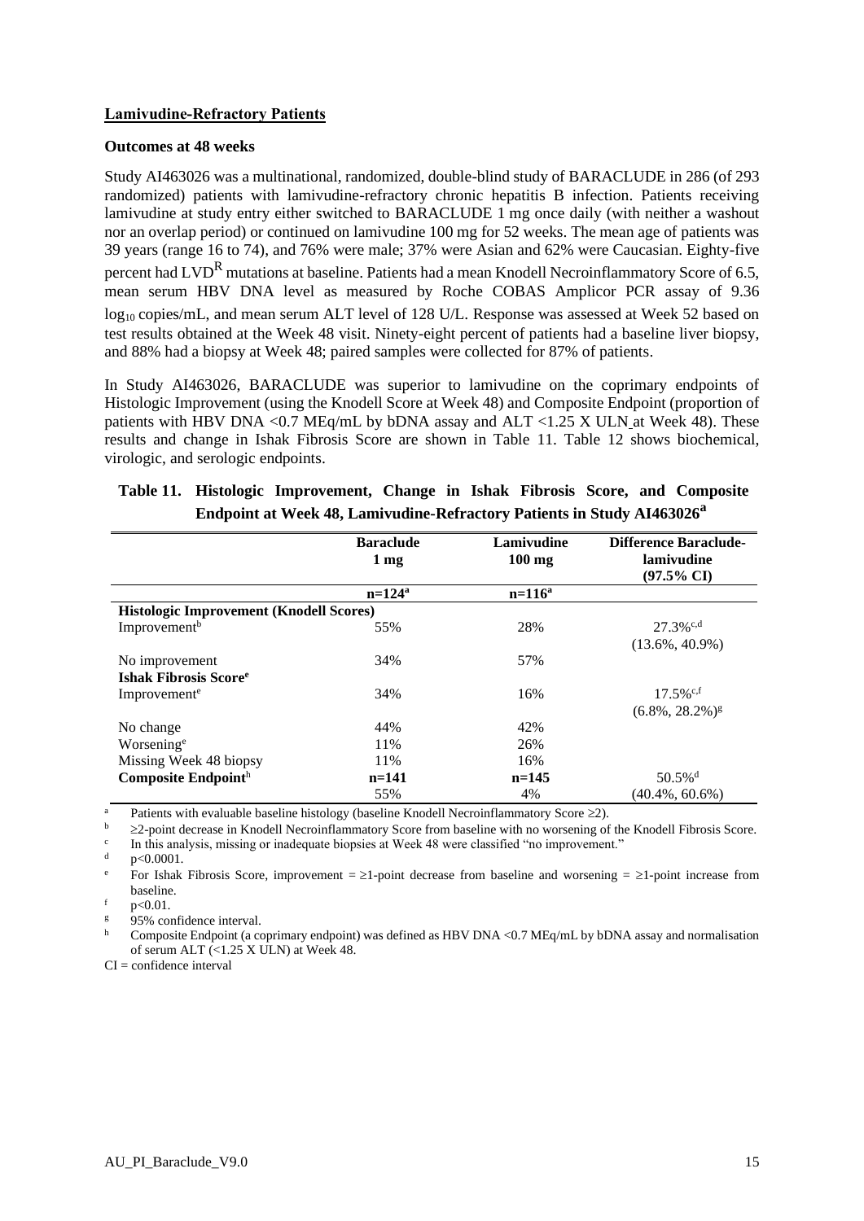## Lamivudine-Refractory Patients

**Outcomes at 48 weeks**

Study AI463026 was a multinational, randomized, double-blind study of BARACLUDE in 286 (of 293 randomized) patients with lamivudine-refractory chronic hepatitis B infection. Patients receiving lamivudine at study entry either switched to BARACLUDE 1 mg once daily (with neither a washout nor an overlap period) or continued on lamivudine 100 mg for 52 weeks. The mean age of patients was 39 years (range 16 to 74), and 76% were male; 37% were Asian and 62% were Caucasian. Eighty-five percent had $LVD^R$ mutations at baseline. Patients had a mean Knodell Necroinflammatory Score of 6.5, mean serum HBV DNA level as measured by Roche COBAS Amplicor PCR assay of 9.36 $\log_{10}$ copies/mL, and mean serum ALT level of 128 U/L. Response was assessed at Week 52 based on test results obtained at the Week 48 visit. Ninety-eight percent of patients had a baseline liver biopsy, and 88% had a biopsy at Week 48; paired samples were collected for 87% of patients.

In Study AI463026, BARACLUDE was superior to lamivudine on the coprimary endpoints of Histologic Improvement (using the Knodell Score at Week 48) and Composite Endpoint (proportion of patients with HBV DNA <0.7 MEq/mL by bDNA assay and ALT <1.25 X ULN at Week 48). These results and change in Ishak Fibrosis Score are shown in Table 11. Table 12 shows biochemical, virologic, and serologic endpoints.

**Table 11. Histologic Improvement, Change in Ishak Fibrosis Score, and Composite Endpoint at Week 48, Lamivudine-Refractory Patients in Study AI463026[a]**

| | Baraclude 1 mg | Lamivudine 100 mg | Difference Baraclude-lamivudine (97.5% CI) |
|---|---|---|---|
| | n=124[a] | n=116[a] | |
| **Histologic Improvement (Knodell Scores)** | | | |
| Improvement[b] | 55% | 28% | 27.3%[c,d] (13.6%, 40.9%) |
| No improvement | 34% | 57% | |
| **Ishak Fibrosis Score[e]** | | | |
| Improvement[e] | 34% | 16% | 17.5%[c,f] (6.8%, 28.2%)[g] |
| No change | 44% | 42% | |
| Worsening[e] | 11% | 26% | |
| Missing Week 48 biopsy | 11% | 16% | |
| **Composite Endpoint[h]** | **n=141** | **n=145** | 50.5%[d] |
| | 55% | 4% | (40.4%, 60.6%) |

[a] Patients with evaluable baseline histology (baseline Knodell Necroinflammatory Score ≥2).
[b] ≥2-point decrease in Knodell Necroinflammatory Score from baseline with no worsening of the Knodell Fibrosis Score.
[c] In this analysis, missing or inadequate biopsies at Week 48 were classified "no improvement."
[d] p<0.0001.
[e] For Ishak Fibrosis Score, improvement = ≥1-point decrease from baseline and worsening = ≥1-point increase from baseline.
[f] p<0.01.
[g] 95% confidence interval.
[h] Composite Endpoint (a coprimary endpoint) was defined as HBV DNA <0.7 MEq/mL by bDNA assay and normalisation of serum ALT (<1.25 X ULN) at Week 48.

CI = confidence interval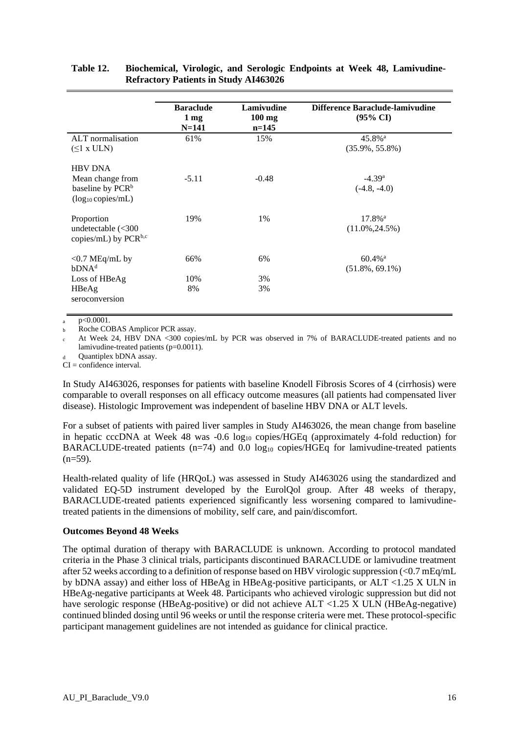**Table 12. Biochemical, Virologic, and Serologic Endpoints at Week 48, Lamivudine-Refractory Patients in Study AI463026**

| | Baraclude 1 mg N=141 | Lamivudine 100 mg n=145 | Difference Baraclude-lamivudine (95% CI) |
|---|---|---|---|
| ALT normalisation (≤1 x ULN) | 61% | 15% | 45.8%[a] (35.9%, 55.8%) |
| HBV DNA | | | |
| Mean change from baseline by PCR[b] ($log_{10}$ copies/mL) | -5.11 | -0.48 | -4.39[a] (-4.8, -4.0) |
| Proportion undetectable (<300 copies/mL) by PCR[b,c] | 19% | 1% | 17.8%[a] (11.0%,24.5%) |
| <0.7 MEq/mL by bDNA[d] | 66% | 6% | 60.4%[a] (51.8%, 69.1%) |
| Loss of HBeAg | 10% | 3% | |
| HBeAg seroconversion | 8% | 3% | |

a p<0.0001.
b Roche COBAS Amplicor PCR assay.
c At Week 24, HBV DNA <300 copies/mL by PCR was observed in 7% of BARACLUDE-treated patients and no lamivudine-treated patients (p=0.0011).
d Quantiplex bDNA assay.
CI = confidence interval.

In Study AI463026, responses for patients with baseline Knodell Fibrosis Scores of 4 (cirrhosis) were comparable to overall responses on all efficacy outcome measures (all patients had compensated liver disease). Histologic Improvement was independent of baseline HBV DNA or ALT levels.

For a subset of patients with paired liver samples in Study AI463026, the mean change from baseline in hepatic cccDNA at Week 48 was -0.6 $log_{10}$ copies/HGEq (approximately 4-fold reduction) for BARACLUDE-treated patients (n=74) and 0.0 $log_{10}$ copies/HGEq for lamivudine-treated patients (n=59).

Health-related quality of life (HRQoL) was assessed in Study AI463026 using the standardized and validated EQ-5D instrument developed by the EurolQol group. After 48 weeks of therapy, BARACLUDE-treated patients experienced significantly less worsening compared to lamivudine-treated patients in the dimensions of mobility, self care, and pain/discomfort.

**Outcomes Beyond 48 Weeks**

The optimal duration of therapy with BARACLUDE is unknown. According to protocol mandated criteria in the Phase 3 clinical trials, participants discontinued BARACLUDE or lamivudine treatment after 52 weeks according to a definition of response based on HBV virologic suppression (<0.7 mEq/mL by bDNA assay) and either loss of HBeAg in HBeAg-positive participants, or ALT <1.25 X ULN in HBeAg-negative participants at Week 48. Participants who achieved virologic suppression but did not have serologic response (HBeAg-positive) or did not achieve ALT <1.25 X ULN (HBeAg-negative) continued blinded dosing until 96 weeks or until the response criteria were met. These protocol-specific participant management guidelines are not intended as guidance for clinical practice.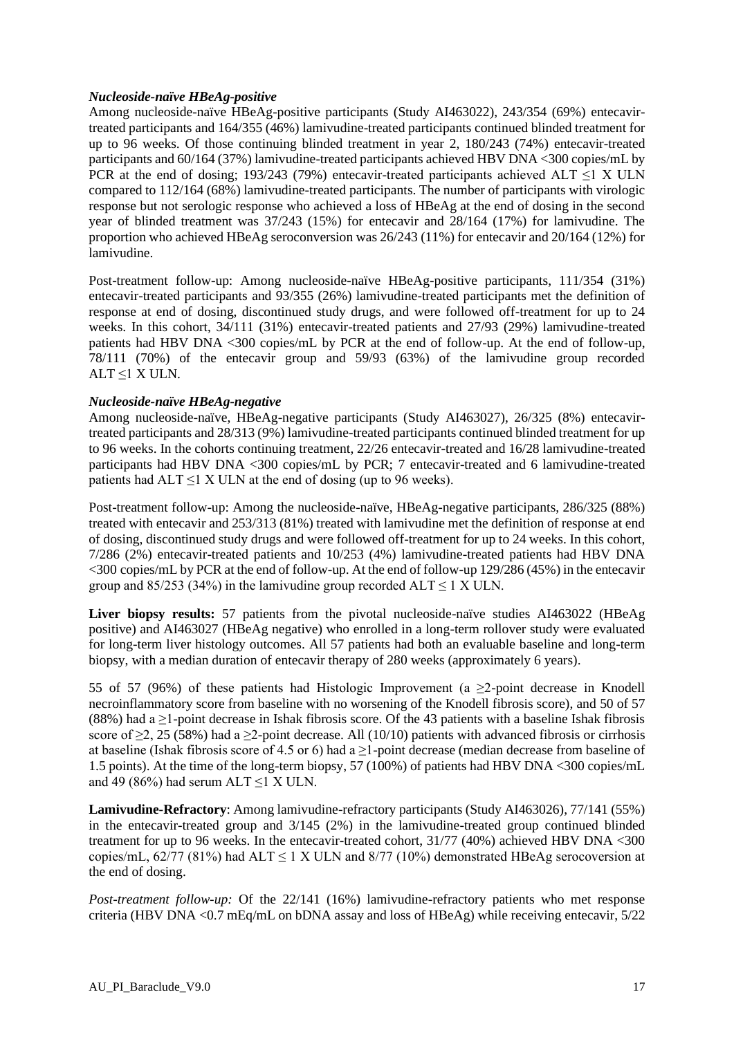***Nucleoside-naïve HBeAg-positive***

Among nucleoside-naïve HBeAg-positive participants (Study AI463022), 243/354 (69%) entecavir-treated participants and 164/355 (46%) lamivudine-treated participants continued blinded treatment for up to 96 weeks. Of those continuing blinded treatment in year 2, 180/243 (74%) entecavir-treated participants and 60/164 (37%) lamivudine-treated participants achieved HBV DNA <300 copies/mL by PCR at the end of dosing; 193/243 (79%) entecavir-treated participants achieved ALT ≤1 X ULN compared to 112/164 (68%) lamivudine-treated participants. The number of participants with virologic response but not serologic response who achieved a loss of HBeAg at the end of dosing in the second year of blinded treatment was 37/243 (15%) for entecavir and 28/164 (17%) for lamivudine. The proportion who achieved HBeAg seroconversion was 26/243 (11%) for entecavir and 20/164 (12%) for lamivudine.

Post-treatment follow-up: Among nucleoside-naïve HBeAg-positive participants, 111/354 (31%) entecavir-treated participants and 93/355 (26%) lamivudine-treated participants met the definition of response at end of dosing, discontinued study drugs, and were followed off-treatment for up to 24 weeks. In this cohort, 34/111 (31%) entecavir-treated patients and 27/93 (29%) lamivudine-treated patients had HBV DNA <300 copies/mL by PCR at the end of follow-up. At the end of follow-up, 78/111 (70%) of the entecavir group and 59/93 (63%) of the lamivudine group recorded ALT ≤1 X ULN.

***Nucleoside-naïve HBeAg-negative***

Among nucleoside-naïve, HBeAg-negative participants (Study AI463027), 26/325 (8%) entecavir-treated participants and 28/313 (9%) lamivudine-treated participants continued blinded treatment for up to 96 weeks. In the cohorts continuing treatment, 22/26 entecavir-treated and 16/28 lamivudine-treated participants had HBV DNA <300 copies/mL by PCR; 7 entecavir-treated and 6 lamivudine-treated patients had ALT ≤1 X ULN at the end of dosing (up to 96 weeks).

Post-treatment follow-up: Among the nucleoside-naïve, HBeAg-negative participants, 286/325 (88%) treated with entecavir and 253/313 (81%) treated with lamivudine met the definition of response at end of dosing, discontinued study drugs and were followed off-treatment for up to 24 weeks. In this cohort, 7/286 (2%) entecavir-treated patients and 10/253 (4%) lamivudine-treated patients had HBV DNA <300 copies/mL by PCR at the end of follow-up. At the end of follow-up 129/286 (45%) in the entecavir group and 85/253 (34%) in the lamivudine group recorded ALT ≤ 1 X ULN.

**Liver biopsy results:** 57 patients from the pivotal nucleoside-naïve studies AI463022 (HBeAg positive) and AI463027 (HBeAg negative) who enrolled in a long-term rollover study were evaluated for long-term liver histology outcomes. All 57 patients had both an evaluable baseline and long-term biopsy, with a median duration of entecavir therapy of 280 weeks (approximately 6 years).

55 of 57 (96%) of these patients had Histologic Improvement (a ≥2-point decrease in Knodell necroinflammatory score from baseline with no worsening of the Knodell fibrosis score), and 50 of 57 (88%) had a ≥1-point decrease in Ishak fibrosis score. Of the 43 patients with a baseline Ishak fibrosis score of ≥2, 25 (58%) had a ≥2-point decrease. All (10/10) patients with advanced fibrosis or cirrhosis at baseline (Ishak fibrosis score of 4.5 or 6) had a ≥1-point decrease (median decrease from baseline of 1.5 points). At the time of the long-term biopsy, 57 (100%) of patients had HBV DNA <300 copies/mL and 49 (86%) had serum ALT ≤1 X ULN.

**Lamivudine-Refractory**: Among lamivudine-refractory participants (Study AI463026), 77/141 (55%) in the entecavir-treated group and 3/145 (2%) in the lamivudine-treated group continued blinded treatment for up to 96 weeks. In the entecavir-treated cohort, 31/77 (40%) achieved HBV DNA <300 copies/mL, 62/77 (81%) had ALT ≤ 1 X ULN and 8/77 (10%) demonstrated HBeAg serocoversion at the end of dosing.

*Post-treatment follow-up:* Of the 22/141 (16%) lamivudine-refractory patients who met response criteria (HBV DNA <0.7 mEq/mL on bDNA assay and loss of HBeAg) while receiving entecavir, 5/22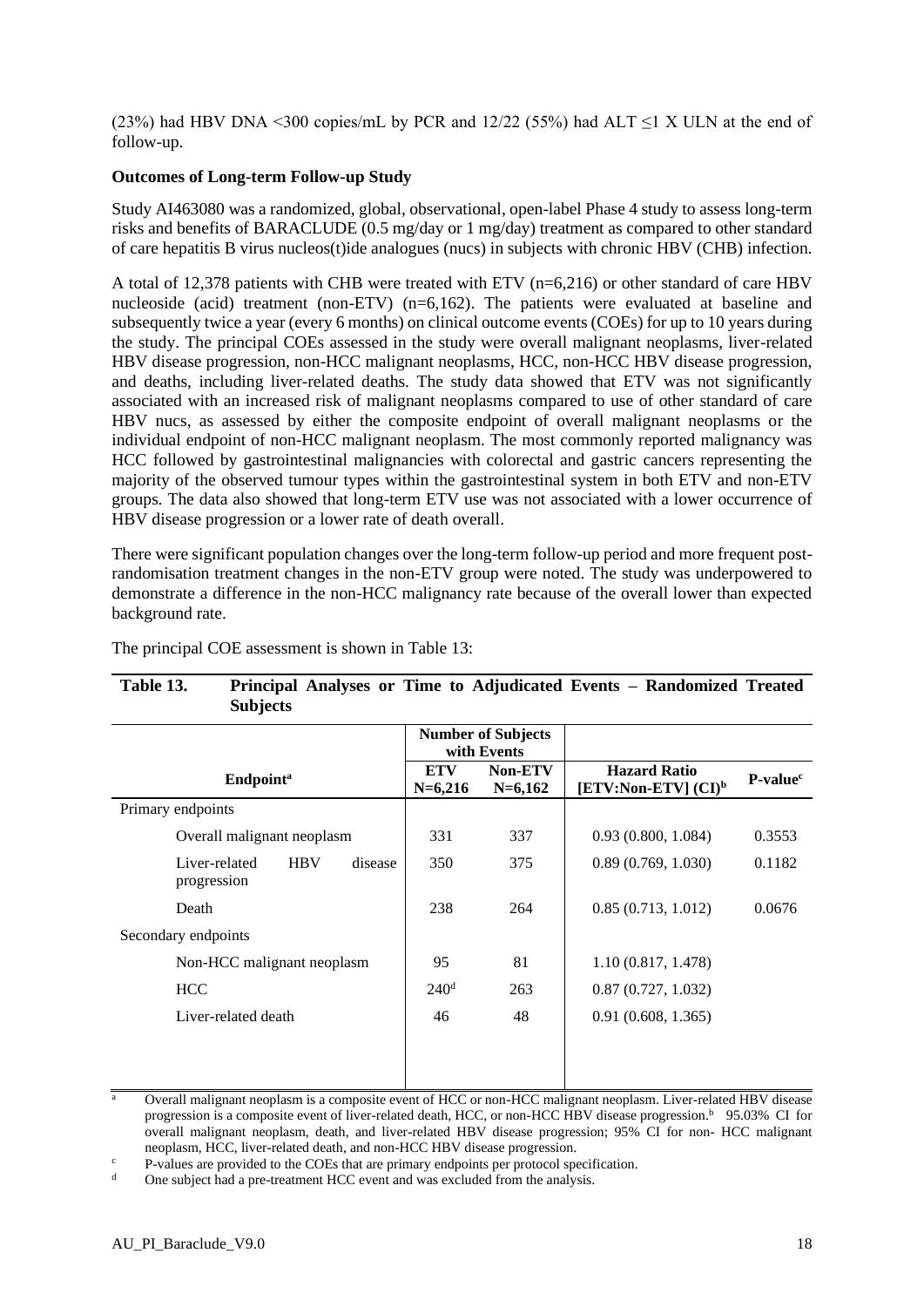(23%) had HBV DNA <300 copies/mL by PCR and 12/22 (55%) had ALT ≤1 X ULN at the end of follow-up.

**Outcomes of Long-term Follow-up Study**

Study AI463080 was a randomized, global, observational, open-label Phase 4 study to assess long-term risks and benefits of BARACLUDE (0.5 mg/day or 1 mg/day) treatment as compared to other standard of care hepatitis B virus nucleos(t)ide analogues (nucs) in subjects with chronic HBV (CHB) infection.

A total of 12,378 patients with CHB were treated with ETV (n=6,216) or other standard of care HBV nucleoside (acid) treatment (non-ETV) (n=6,162). The patients were evaluated at baseline and subsequently twice a year (every 6 months) on clinical outcome events (COEs) for up to 10 years during the study. The principal COEs assessed in the study were overall malignant neoplasms, liver-related HBV disease progression, non-HCC malignant neoplasms, HCC, non-HCC HBV disease progression, and deaths, including liver-related deaths. The study data showed that ETV was not significantly associated with an increased risk of malignant neoplasms compared to use of other standard of care HBV nucs, as assessed by either the composite endpoint of overall malignant neoplasms or the individual endpoint of non-HCC malignant neoplasm. The most commonly reported malignancy was HCC followed by gastrointestinal malignancies with colorectal and gastric cancers representing the majority of the observed tumour types within the gastrointestinal system in both ETV and non-ETV groups. The data also showed that long-term ETV use was not associated with a lower occurrence of HBV disease progression or a lower rate of death overall.

There were significant population changes over the long-term follow-up period and more frequent post-randomisation treatment changes in the non-ETV group were noted. The study was underpowered to demonstrate a difference in the non-HCC malignancy rate because of the overall lower than expected background rate.

The principal COE assessment is shown in Table 13:

**Table 13. Principal Analyses or Time to Adjudicated Events – Randomized Treated Subjects**

| | Number of Subjects with Events | | | |
|---|---|---|---|---|
| Endpoint[a] | ETV N=6,216 | Non-ETV N=6,162 | Hazard Ratio [ETV:Non-ETV] (CI)[b] | P-value[c] |
| Primary endpoints | | | | |
| Overall malignant neoplasm | 331 | 337 | 0.93 (0.800, 1.084) | 0.3553 |
| Liver-related HBV disease progression | 350 | 375 | 0.89 (0.769, 1.030) | 0.1182 |
| Death | 238 | 264 | 0.85 (0.713, 1.012) | 0.0676 |
| Secondary endpoints | | | | |
| Non-HCC malignant neoplasm | 95 | 81 | 1.10 (0.817, 1.478) | |
| HCC | 240[d] | 263 | 0.87 (0.727, 1.032) | |
| Liver-related death | 46 | 48 | 0.91 (0.608, 1.365) | |

[a] Overall malignant neoplasm is a composite event of HCC or non-HCC malignant neoplasm. Liver-related HBV disease progression is a composite event of liver-related death, HCC, or non-HCC HBV disease progression.[b] 95.03% CI for overall malignant neoplasm, death, and liver-related HBV disease progression; 95% CI for non- HCC malignant neoplasm, HCC, liver-related death, and non-HCC HBV disease progression.

[c] P-values are provided to the COEs that are primary endpoints per protocol specification.

[d] One subject had a pre-treatment HCC event and was excluded from the analysis.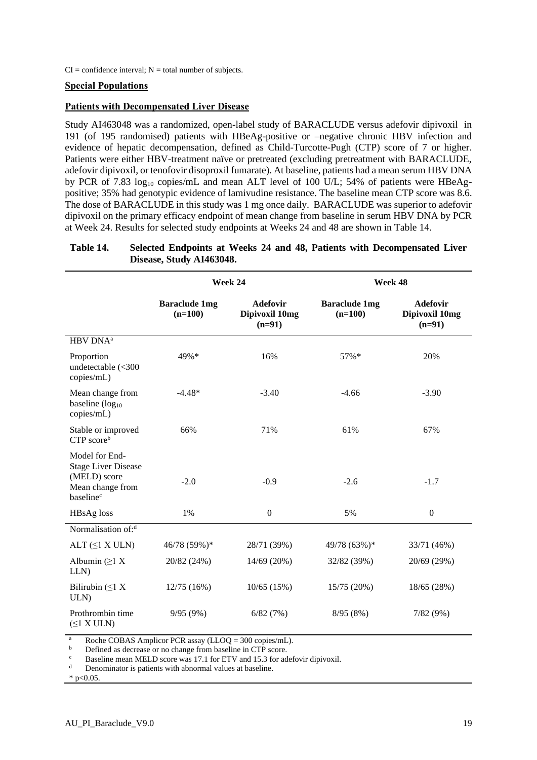CI = confidence interval; N = total number of subjects.

**Special Populations**

**Patients with Decompensated Liver Disease**

Study AI463048 was a randomized, open-label study of BARACLUDE versus adefovir dipivoxil in 191 (of 195 randomised) patients with HBeAg-positive or –negative chronic HBV infection and evidence of hepatic decompensation, defined as Child-Turcotte-Pugh (CTP) score of 7 or higher. Patients were either HBV-treatment naïve or pretreated (excluding pretreatment with BARACLUDE, adefovir dipivoxil, or tenofovir disoproxil fumarate). At baseline, patients had a mean serum HBV DNA by PCR of 7.83 $\log_{10}$ copies/mL and mean ALT level of 100 U/L; 54% of patients were HBeAg-positive; 35% had genotypic evidence of lamivudine resistance. The baseline mean CTP score was 8.6. The dose of BARACLUDE in this study was 1 mg once daily. BARACLUDE was superior to adefovir dipivoxil on the primary efficacy endpoint of mean change from baseline in serum HBV DNA by PCR at Week 24. Results for selected study endpoints at Weeks 24 and 48 are shown in Table 14.

**Table 14. Selected Endpoints at Weeks 24 and 48, Patients with Decompensated Liver Disease, Study AI463048.**

| | Week 24 | | Week 48 | |
|---|---|---|---|---|
| | **Baraclude 1mg (n=100)** | **Adefovir Dipivoxil 10mg (n=91)** | **Baraclude 1mg (n=100)** | **Adefovir Dipivoxil 10mg (n=91)** |
| HBV DNA[a] | | | | |
| Proportion undetectable (<300 copies/mL) | 49%* | 16% | 57%* | 20% |
| Mean change from baseline ($\log_{10}$ copies/mL) | -4.48* | -3.40 | -4.66 | -3.90 |
| Stable or improved CTP score[b] | 66% | 71% | 61% | 67% |
| Model for End-Stage Liver Disease (MELD) score Mean change from baseline[c] | -2.0 | -0.9 | -2.6 | -1.7 |
| HBsAg loss | 1% | 0 | 5% | 0 |
| Normalisation of:[d] | | | | |
| ALT (≤1 X ULN) | 46/78 (59%)* | 28/71 (39%) | 49/78 (63%)* | 33/71 (46%) |
| Albumin (≥1 X LLN) | 20/82 (24%) | 14/69 (20%) | 32/82 (39%) | 20/69 (29%) |
| Bilirubin (≤1 X ULN) | 12/75 (16%) | 10/65 (15%) | 15/75 (20%) | 18/65 (28%) |
| Prothrombin time (≤1 X ULN) | 9/95 (9%) | 6/82 (7%) | 8/95 (8%) | 7/82 (9%) |

[a] Roche COBAS Amplicor PCR assay (LLOQ = 300 copies/mL).
[b] Defined as decrease or no change from baseline in CTP score.
[c] Baseline mean MELD score was 17.1 for ETV and 15.3 for adefovir dipivoxil.
[d] Denominator is patients with abnormal values at baseline.
* $p<0.05$.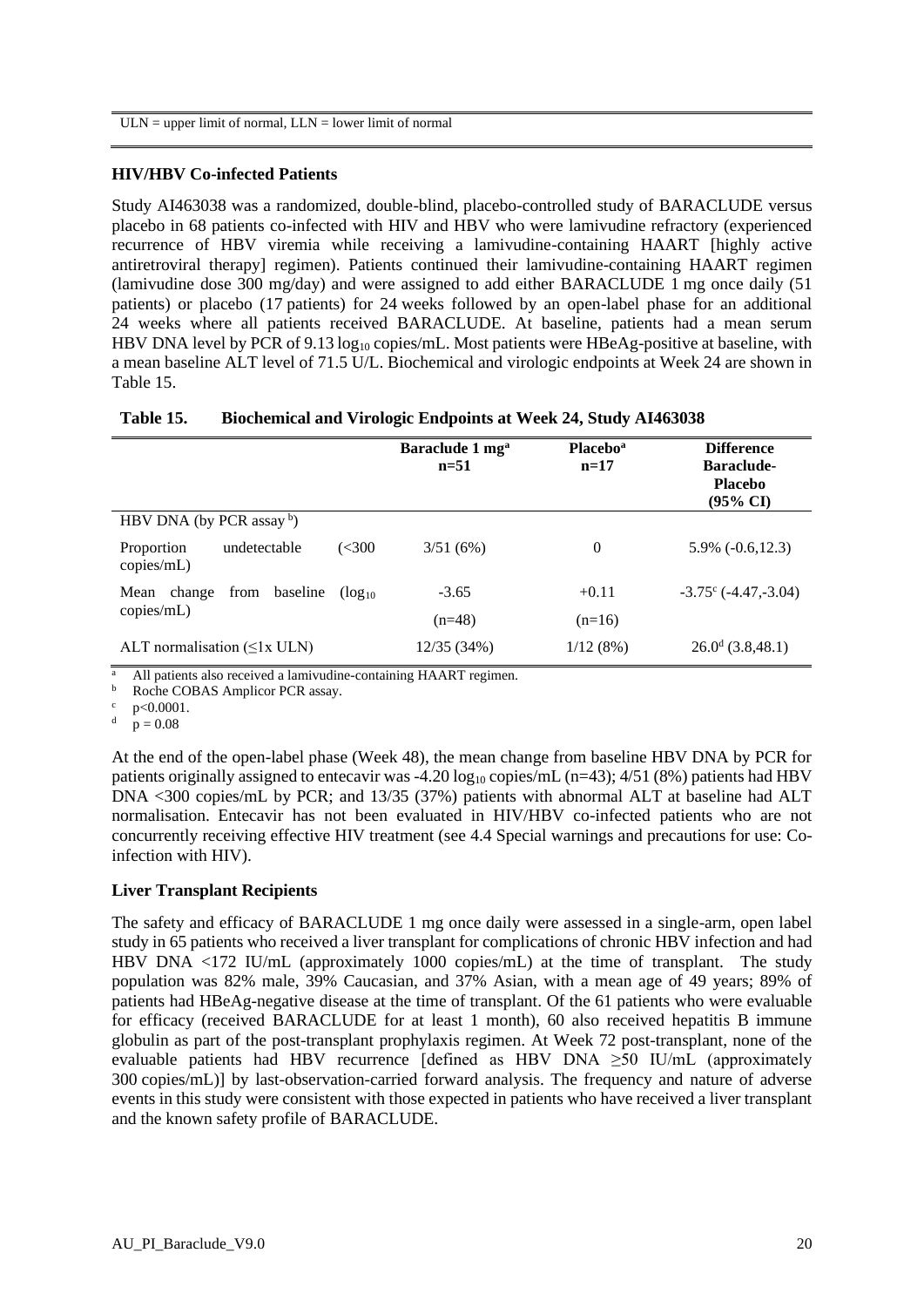ULN = upper limit of normal, LLN = lower limit of normal

**HIV/HBV Co-infected Patients**

Study AI463038 was a randomized, double-blind, placebo-controlled study of BARACLUDE versus placebo in 68 patients co-infected with HIV and HBV who were lamivudine refractory (experienced recurrence of HBV viremia while receiving a lamivudine-containing HAART [highly active antiretroviral therapy] regimen). Patients continued their lamivudine-containing HAART regimen (lamivudine dose 300 mg/day) and were assigned to add either BARACLUDE 1 mg once daily (51 patients) or placebo (17 patients) for 24 weeks followed by an open-label phase for an additional 24 weeks where all patients received BARACLUDE. At baseline, patients had a mean serum HBV DNA level by PCR of 9.13 $\log_{10}$ copies/mL. Most patients were HBeAg-positive at baseline, with a mean baseline ALT level of 71.5 U/L. Biochemical and virologic endpoints at Week 24 are shown in Table 15.

**Table 15. Biochemical and Virologic Endpoints at Week 24, Study AI463038**

| | Baraclude 1 mg[a] n=51 | Placebo[a] n=17 | Difference Baraclude-Placebo (95% CI) |
|---|---|---|---|
| HBV DNA (by PCR assay [b]) | | | |
| Proportion undetectable (<300 copies/mL) | 3/51 (6%) | 0 | 5.9% (-0.6,12.3) |
| Mean change from baseline ($\log_{10}$ copies/mL) | -3.65 (n=48) | +0.11 (n=16) | -3.75[c] (-4.47,-3.04) |
| ALT normalisation (≤1x ULN) | 12/35 (34%) | 1/12 (8%) | 26.0[d] (3.8,48.1) |

[a] All patients also received a lamivudine-containing HAART regimen.
[b] Roche COBAS Amplicor PCR assay.
[c] $p<0.0001$.
[d] $p = 0.08$

At the end of the open-label phase (Week 48), the mean change from baseline HBV DNA by PCR for patients originally assigned to entecavir was -4.20 $\log_{10}$ copies/mL (n=43); 4/51 (8%) patients had HBV DNA <300 copies/mL by PCR; and 13/35 (37%) patients with abnormal ALT at baseline had ALT normalisation. Entecavir has not been evaluated in HIV/HBV co-infected patients who are not concurrently receiving effective HIV treatment (see 4.4 Special warnings and precautions for use: Co-infection with HIV).

**Liver Transplant Recipients**

The safety and efficacy of BARACLUDE 1 mg once daily were assessed in a single-arm, open label study in 65 patients who received a liver transplant for complications of chronic HBV infection and had HBV DNA <172 IU/mL (approximately 1000 copies/mL) at the time of transplant. The study population was 82% male, 39% Caucasian, and 37% Asian, with a mean age of 49 years; 89% of patients had HBeAg-negative disease at the time of transplant. Of the 61 patients who were evaluable for efficacy (received BARACLUDE for at least 1 month), 60 also received hepatitis B immune globulin as part of the post-transplant prophylaxis regimen. At Week 72 post-transplant, none of the evaluable patients had HBV recurrence [defined as HBV DNA ≥50 IU/mL (approximately 300 copies/mL)] by last-observation-carried forward analysis. The frequency and nature of adverse events in this study were consistent with those expected in patients who have received a liver transplant and the known safety profile of BARACLUDE.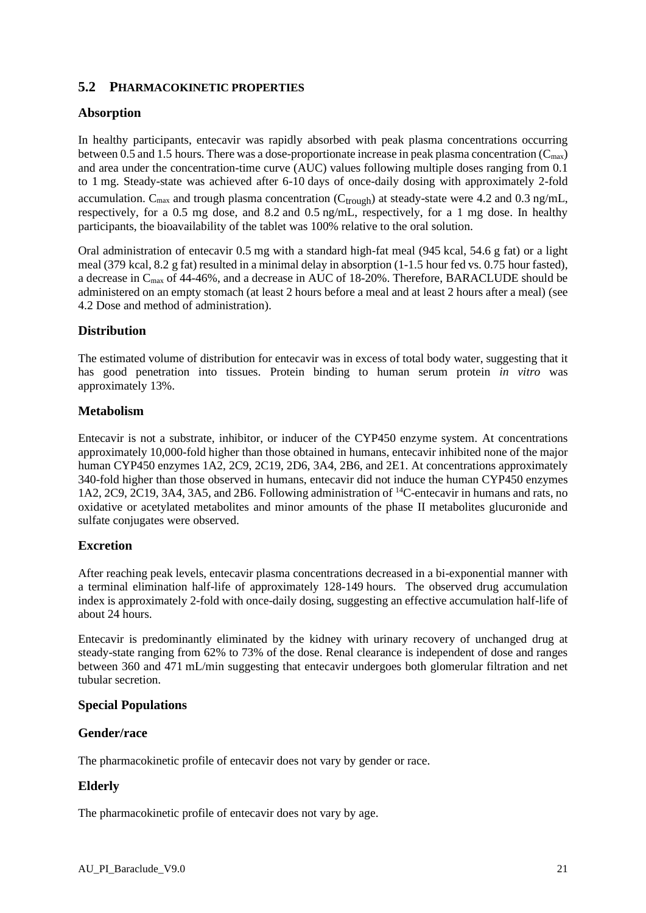## 5.2 PHARMACOKINETIC PROPERTIES

### Absorption

In healthy participants, entecavir was rapidly absorbed with peak plasma concentrations occurring between 0.5 and 1.5 hours. There was a dose-proportionate increase in peak plasma concentration ($C_{max}$) and area under the concentration-time curve (AUC) values following multiple doses ranging from 0.1 to 1 mg. Steady-state was achieved after 6-10 days of once-daily dosing with approximately 2-fold accumulation. $C_{max}$ and trough plasma concentration ($C_{trough}$) at steady-state were 4.2 and 0.3 ng/mL, respectively, for a 0.5 mg dose, and 8.2 and 0.5 ng/mL, respectively, for a 1 mg dose. In healthy participants, the bioavailability of the tablet was 100% relative to the oral solution.

Oral administration of entecavir 0.5 mg with a standard high-fat meal (945 kcal, 54.6 g fat) or a light meal (379 kcal, 8.2 g fat) resulted in a minimal delay in absorption (1-1.5 hour fed vs. 0.75 hour fasted), a decrease in $C_{max}$ of 44-46%, and a decrease in AUC of 18-20%. Therefore, BARACLUDE should be administered on an empty stomach (at least 2 hours before a meal and at least 2 hours after a meal) (see 4.2 Dose and method of administration).

### Distribution

The estimated volume of distribution for entecavir was in excess of total body water, suggesting that it has good penetration into tissues. Protein binding to human serum protein *in vitro* was approximately 13%.

### Metabolism

Entecavir is not a substrate, inhibitor, or inducer of the CYP450 enzyme system. At concentrations approximately 10,000-fold higher than those obtained in humans, entecavir inhibited none of the major human CYP450 enzymes 1A2, 2C9, 2C19, 2D6, 3A4, 2B6, and 2E1. At concentrations approximately 340-fold higher than those observed in humans, entecavir did not induce the human CYP450 enzymes 1A2, 2C9, 2C19, 3A4, 3A5, and 2B6. Following administration of $^{14}C$-entecavir in humans and rats, no oxidative or acetylated metabolites and minor amounts of the phase II metabolites glucuronide and sulfate conjugates were observed.

### Excretion

After reaching peak levels, entecavir plasma concentrations decreased in a bi-exponential manner with a terminal elimination half-life of approximately 128-149 hours. The observed drug accumulation index is approximately 2-fold with once-daily dosing, suggesting an effective accumulation half-life of about 24 hours.

Entecavir is predominantly eliminated by the kidney with urinary recovery of unchanged drug at steady-state ranging from 62% to 73% of the dose. Renal clearance is independent of dose and ranges between 360 and 471 mL/min suggesting that entecavir undergoes both glomerular filtration and net tubular secretion.

### Special Populations

### Gender/race

The pharmacokinetic profile of entecavir does not vary by gender or race.

### Elderly

The pharmacokinetic profile of entecavir does not vary by age.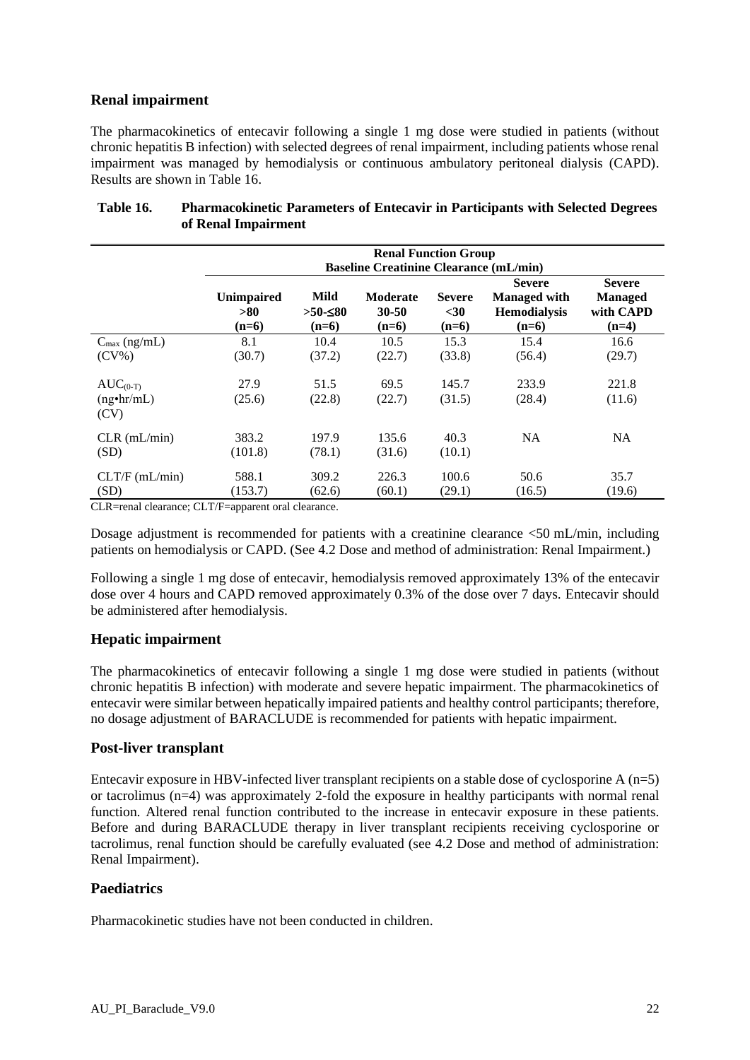## Renal impairment

The pharmacokinetics of entecavir following a single 1 mg dose were studied in patients (without chronic hepatitis B infection) with selected degrees of renal impairment, including patients whose renal impairment was managed by hemodialysis or continuous ambulatory peritoneal dialysis (CAPD). Results are shown in Table 16.

**Table 16. Pharmacokinetic Parameters of Entecavir in Participants with Selected Degrees of Renal Impairment**

| | Renal Function Group Baseline Creatinine Clearance (mL/min) | | | | | |
|---|---|---|---|---|---|---|
| | **Unimpaired >80 (n=6)** | **Mild >50-≤80 (n=6)** | **Moderate 30-50 (n=6)** | **Severe <30 (n=6)** | **Severe Managed with Hemodialysis (n=6)** | **Severe Managed with CAPD (n=4)** |
| $C_{max}$ (ng/mL) (CV%) | 8.1 (30.7) | 10.4 (37.2) | 10.5 (22.7) | 15.3 (33.8) | 15.4 (56.4) | 16.6 (29.7) |
| $AUC_{(0-T)}$ (ng•hr/mL) (CV) | 27.9 (25.6) | 51.5 (22.8) | 69.5 (22.7) | 145.7 (31.5) | 233.9 (28.4) | 221.8 (11.6) |
| CLR (mL/min) (SD) | 383.2 (101.8) | 197.9 (78.1) | 135.6 (31.6) | 40.3 (10.1) | NA | NA |
| CLT/F (mL/min) (SD) | 588.1 (153.7) | 309.2 (62.6) | 226.3 (60.1) | 100.6 (29.1) | 50.6 (16.5) | 35.7 (19.6) |

CLR=renal clearance; CLT/F=apparent oral clearance.

Dosage adjustment is recommended for patients with a creatinine clearance <50 mL/min, including patients on hemodialysis or CAPD. (See 4.2 Dose and method of administration: Renal Impairment.)

Following a single 1 mg dose of entecavir, hemodialysis removed approximately 13% of the entecavir dose over 4 hours and CAPD removed approximately 0.3% of the dose over 7 days. Entecavir should be administered after hemodialysis.

## Hepatic impairment

The pharmacokinetics of entecavir following a single 1 mg dose were studied in patients (without chronic hepatitis B infection) with moderate and severe hepatic impairment. The pharmacokinetics of entecavir were similar between hepatically impaired patients and healthy control participants; therefore, no dosage adjustment of BARACLUDE is recommended for patients with hepatic impairment.

## Post-liver transplant

Entecavir exposure in HBV-infected liver transplant recipients on a stable dose of cyclosporine A (n=5) or tacrolimus (n=4) was approximately 2-fold the exposure in healthy participants with normal renal function. Altered renal function contributed to the increase in entecavir exposure in these patients. Before and during BARACLUDE therapy in liver transplant recipients receiving cyclosporine or tacrolimus, renal function should be carefully evaluated (see 4.2 Dose and method of administration: Renal Impairment).

## Paediatrics

Pharmacokinetic studies have not been conducted in children.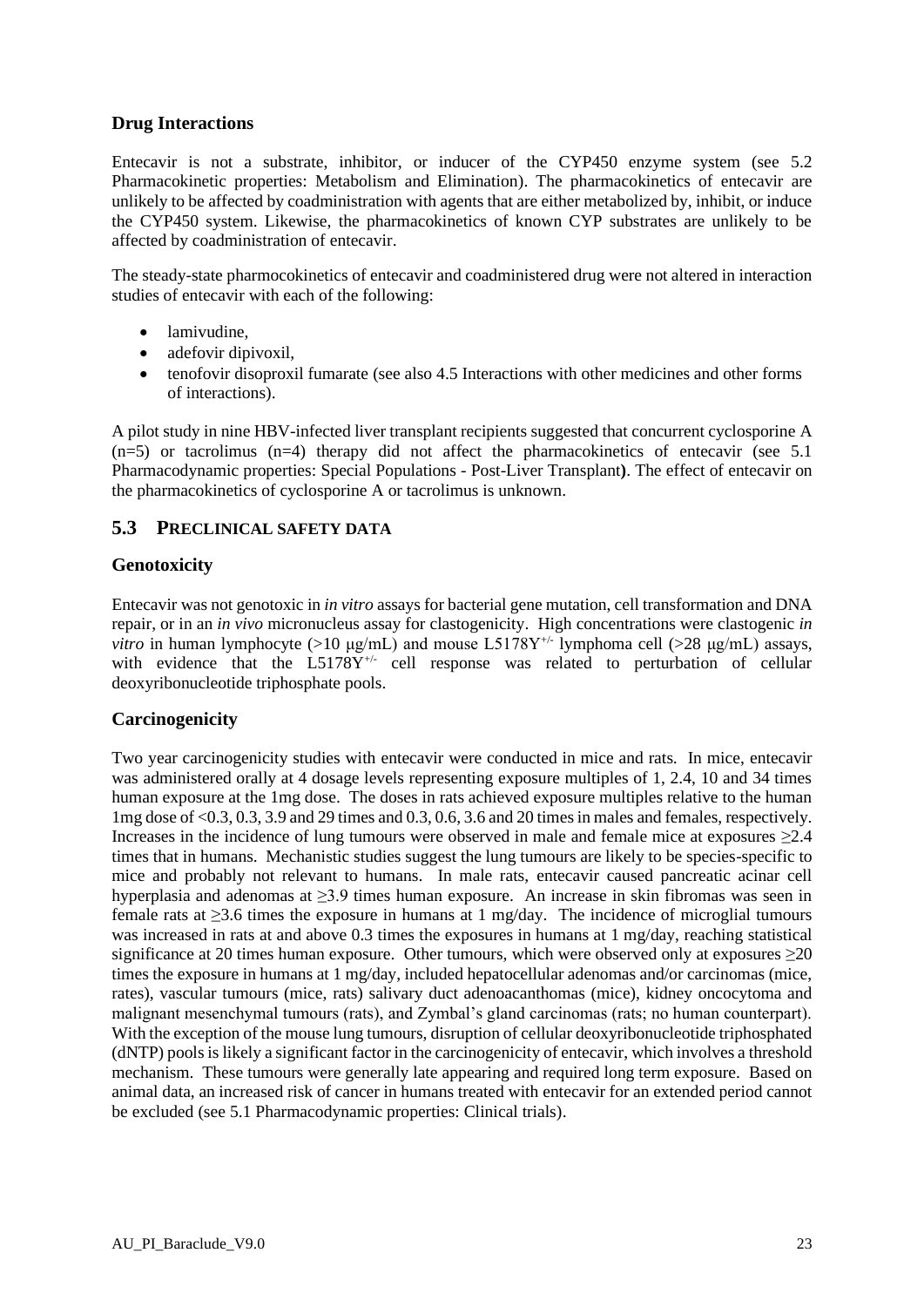### Drug Interactions

Entecavir is not a substrate, inhibitor, or inducer of the CYP450 enzyme system (see 5.2 Pharmacokinetic properties: Metabolism and Elimination). The pharmacokinetics of entecavir are unlikely to be affected by coadministration with agents that are either metabolized by, inhibit, or induce the CYP450 system. Likewise, the pharmacokinetics of known CYP substrates are unlikely to be affected by coadministration of entecavir.

The steady-state pharmocokinetics of entecavir and coadministered drug were not altered in interaction studies of entecavir with each of the following:

- lamivudine,
- adefovir dipivoxil,
- tenofovir disoproxil fumarate (see also 4.5 Interactions with other medicines and other forms of interactions).

A pilot study in nine HBV-infected liver transplant recipients suggested that concurrent cyclosporine A (n=5) or tacrolimus (n=4) therapy did not affect the pharmacokinetics of entecavir (see 5.1 Pharmacodynamic properties: Special Populations - Post-Liver Transplant**)**. The effect of entecavir on the pharmacokinetics of cyclosporine A or tacrolimus is unknown.

## 5.3 PRECLINICAL SAFETY DATA

### Genotoxicity

Entecavir was not genotoxic in *in vitro* assays for bacterial gene mutation, cell transformation and DNA repair, or in an *in vivo* micronucleus assay for clastogenicity. High concentrations were clastogenic *in vitro* in human lymphocyte (>10 μg/mL) and mouse L5178Y$^{+/-}$ lymphoma cell (>28 μg/mL) assays, with evidence that the L5178Y$^{+/-}$ cell response was related to perturbation of cellular deoxyribonucleotide triphosphate pools.

### Carcinogenicity

Two year carcinogenicity studies with entecavir were conducted in mice and rats. In mice, entecavir was administered orally at 4 dosage levels representing exposure multiples of 1, 2.4, 10 and 34 times human exposure at the 1mg dose. The doses in rats achieved exposure multiples relative to the human 1mg dose of <0.3, 0.3, 3.9 and 29 times and 0.3, 0.6, 3.6 and 20 times in males and females, respectively. Increases in the incidence of lung tumours were observed in male and female mice at exposures ≥2.4 times that in humans. Mechanistic studies suggest the lung tumours are likely to be species-specific to mice and probably not relevant to humans. In male rats, entecavir caused pancreatic acinar cell hyperplasia and adenomas at ≥3.9 times human exposure. An increase in skin fibromas was seen in female rats at ≥3.6 times the exposure in humans at 1 mg/day. The incidence of microglial tumours was increased in rats at and above 0.3 times the exposures in humans at 1 mg/day, reaching statistical significance at 20 times human exposure. Other tumours, which were observed only at exposures ≥20 times the exposure in humans at 1 mg/day, included hepatocellular adenomas and/or carcinomas (mice, rates), vascular tumours (mice, rats) salivary duct adenoacanthomas (mice), kidney oncocytoma and malignant mesenchymal tumours (rats), and Zymbal's gland carcinomas (rats; no human counterpart). With the exception of the mouse lung tumours, disruption of cellular deoxyribonucleotide triphosphated (dNTP) pools is likely a significant factor in the carcinogenicity of entecavir, which involves a threshold mechanism. These tumours were generally late appearing and required long term exposure. Based on animal data, an increased risk of cancer in humans treated with entecavir for an extended period cannot be excluded (see 5.1 Pharmacodynamic properties: Clinical trials).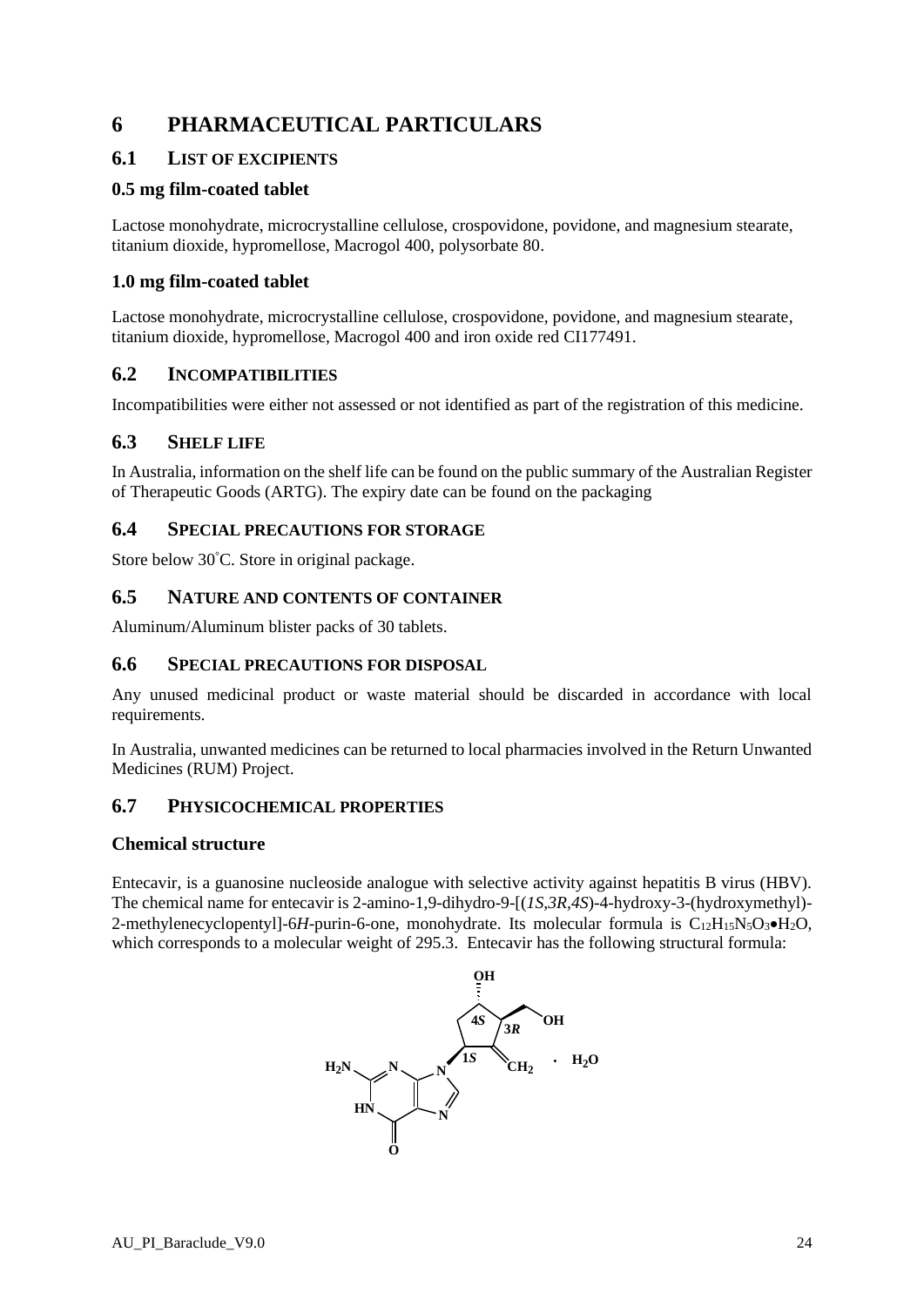# 6 PHARMACEUTICAL PARTICULARS

## 6.1 LIST OF EXCIPIENTS

### 0.5 mg film-coated tablet

Lactose monohydrate, microcrystalline cellulose, crospovidone, povidone, and magnesium stearate, titanium dioxide, hypromellose, Macrogol 400, polysorbate 80.

### 1.0 mg film-coated tablet

Lactose monohydrate, microcrystalline cellulose, crospovidone, povidone, and magnesium stearate, titanium dioxide, hypromellose, Macrogol 400 and iron oxide red CI177491.

## 6.2 INCOMPATIBILITIES

Incompatibilities were either not assessed or not identified as part of the registration of this medicine.

## 6.3 SHELF LIFE

In Australia, information on the shelf life can be found on the public summary of the Australian Register of Therapeutic Goods (ARTG). The expiry date can be found on the packaging

## 6.4 SPECIAL PRECAUTIONS FOR STORAGE

Store below 30°C. Store in original package.

## 6.5 NATURE AND CONTENTS OF CONTAINER

Aluminum/Aluminum blister packs of 30 tablets.

## 6.6 SPECIAL PRECAUTIONS FOR DISPOSAL

Any unused medicinal product or waste material should be discarded in accordance with local requirements.

In Australia, unwanted medicines can be returned to local pharmacies involved in the Return Unwanted Medicines (RUM) Project.

## 6.7 PHYSICOCHEMICAL PROPERTIES

### Chemical structure

Entecavir, is a guanosine nucleoside analogue with selective activity against hepatitis B virus (HBV). The chemical name for entecavir is 2-amino-1,9-dihydro-9-[(*1S,3R,4S*)-4-hydroxy-3-(hydroxymethyl)-2-methylenecyclopentyl]-6*H*-purin-6-one, monohydrate. Its molecular formula is $C_{12}H_{15}N_5O_3 \bullet H_2O$, which corresponds to a molecular weight of 295.3. Entecavir has the following structural formula: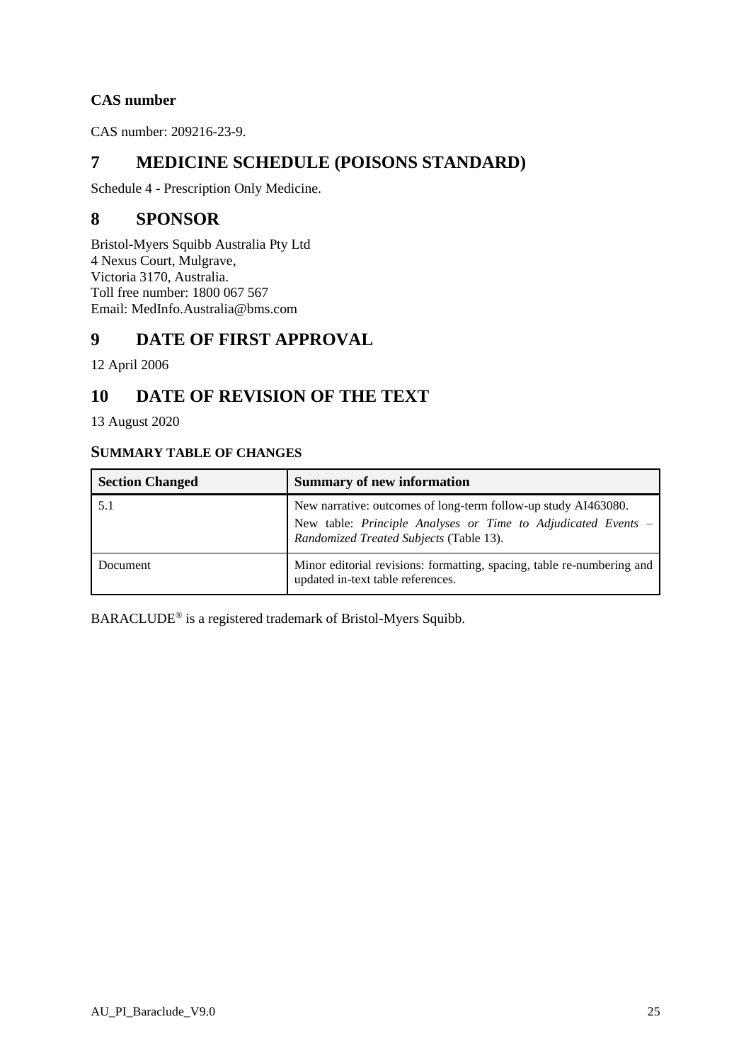**CAS number**

CAS number: 209216-23-9.

# 7 MEDICINE SCHEDULE (POISONS STANDARD)

Schedule 4 - Prescription Only Medicine.

# 8 SPONSOR

Bristol-Myers Squibb Australia Pty Ltd
4 Nexus Court, Mulgrave,
Victoria 3170, Australia.
Toll free number: 1800 067 567
Email: MedInfo.Australia@bms.com

# 9 DATE OF FIRST APPROVAL

12 April 2006

# 10 DATE OF REVISION OF THE TEXT

13 August 2020

### SUMMARY TABLE OF CHANGES

| Section Changed | Summary of new information |
|---|---|
| 5.1 | New narrative: outcomes of long-term follow-up study AI463080. New table: *Principle Analyses or Time to Adjudicated Events – Randomized Treated Subjects* (Table 13). |
| Document | Minor editorial revisions: formatting, spacing, table re-numbering and updated in-text table references. |

BARACLUDE® is a registered trademark of Bristol-Myers Squibb.